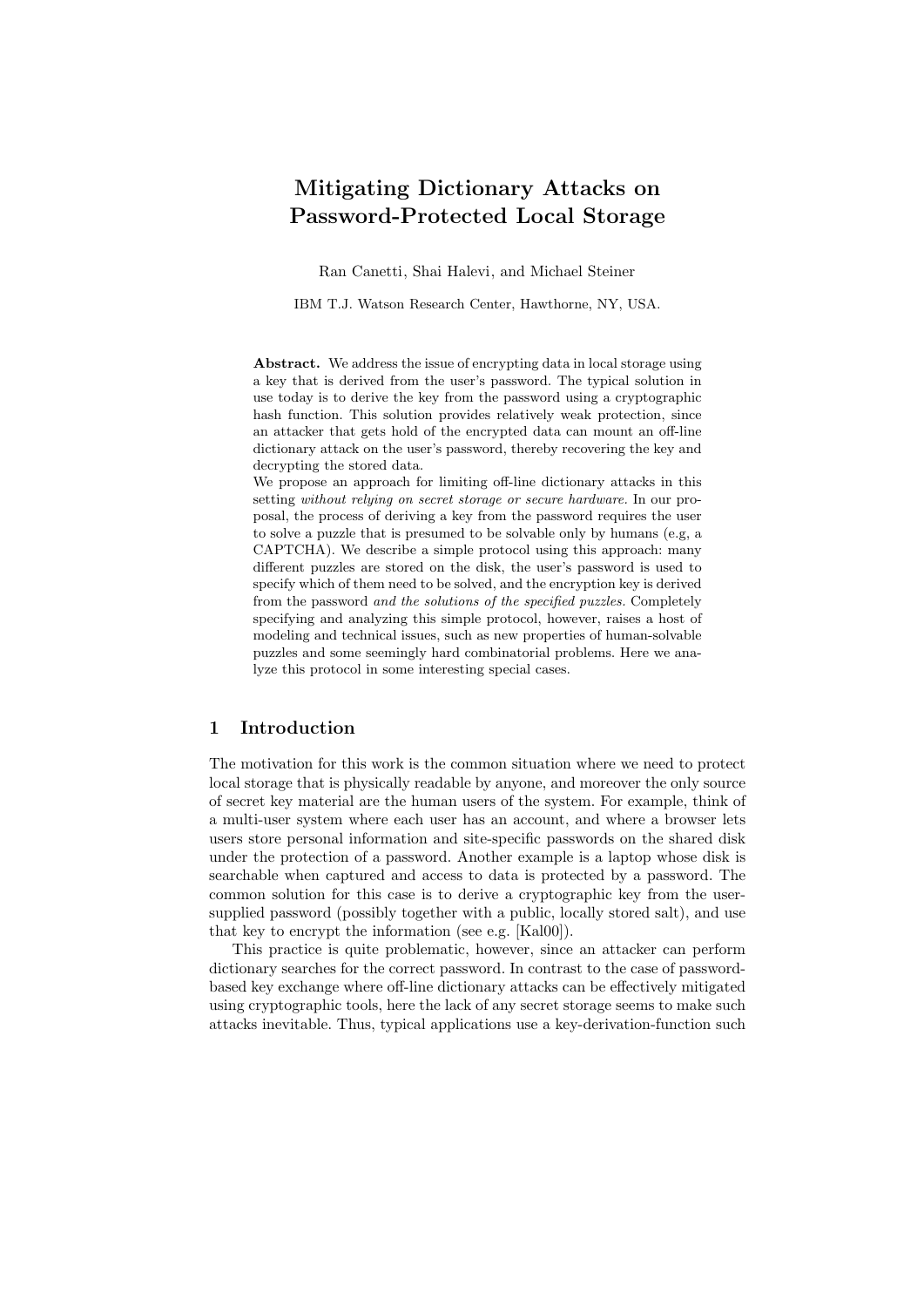# Mitigating Dictionary Attacks on Password-Protected Local Storage

Ran Canetti, Shai Halevi, and Michael Steiner

IBM T.J. Watson Research Center, Hawthorne, NY, USA.

**Abstract.** We address the issue of encrypting data in local storage using a key that is derived from the user's password. The typical solution in use today is to derive the key from the password using a cryptographic hash function. This solution provides relatively weak protection, since an attacker that gets hold of the encrypted data can mount an off-line dictionary attack on the user's password, thereby recovering the key and decrypting the stored data.

We propose an approach for limiting off-line dictionary attacks in this setting *without relying on secret storage or secure hardware.* In our proposal, the process of deriving a key from the password requires the user to solve a puzzle that is presumed to be solvable only by humans (e.g, a CAPTCHA). We describe a simple protocol using this approach: many different puzzles are stored on the disk, the user's password is used to specify which of them need to be solved, and the encryption key is derived from the password *and the solutions of the specified puzzles.* Completely specifying and analyzing this simple protocol, however, raises a host of modeling and technical issues, such as new properties of human-solvable puzzles and some seemingly hard combinatorial problems. Here we analyze this protocol in some interesting special cases.

## 1 Introduction

The motivation for this work is the common situation where we need to protect local storage that is physically readable by anyone, and moreover the only source of secret key material are the human users of the system. For example, think of a multi-user system where each user has an account, and where a browser lets users store personal information and site-specific passwords on the shared disk under the protection of a password. Another example is a laptop whose disk is searchable when captured and access to data is protected by a password. The common solution for this case is to derive a cryptographic key from the user-supplied password (possibly together with a public, locally stored salt), and use that key to encrypt the information (see e.g. [Kal00]).

This practice is quite problematic, however, since an attacker can perform dictionary searches for the correct password. In contrast to the case of password-based key exchange where off-line dictionary attacks can be effectively mitigated using cryptographic tools, here the lack of any secret storage seems to make such attacks inevitable. Thus, typical applications use a key-derivation-function such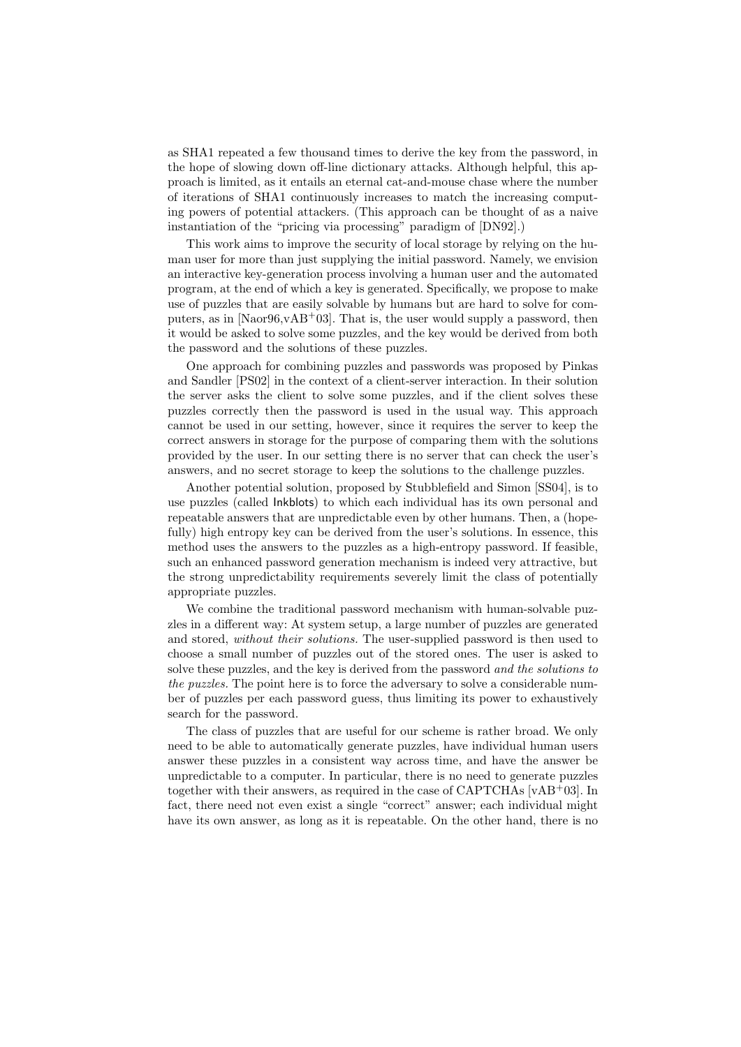as SHA1 repeated a few thousand times to derive the key from the password, in the hope of slowing down off-line dictionary attacks. Although helpful, this approach is limited, as it entails an eternal cat-and-mouse chase where the number of iterations of SHA1 continuously increases to match the increasing computing powers of potential attackers. (This approach can be thought of as a naive instantiation of the "pricing via processing" paradigm of [DN92].)

This work aims to improve the security of local storage by relying on the human user for more than just supplying the initial password. Namely, we envision an interactive key-generation process involving a human user and the automated program, at the end of which a key is generated. Specifically, we propose to make use of puzzles that are easily solvable by humans but are hard to solve for computers, as in [Naor96,vAB+03]. That is, the user would supply a password, then it would be asked to solve some puzzles, and the key would be derived from both the password and the solutions of these puzzles.

One approach for combining puzzles and passwords was proposed by Pinkas and Sandler [PS02] in the context of a client-server interaction. In their solution the server asks the client to solve some puzzles, and if the client solves these puzzles correctly then the password is used in the usual way. This approach cannot be used in our setting, however, since it requires the server to keep the correct answers in storage for the purpose of comparing them with the solutions provided by the user. In our setting there is no server that can check the user's answers, and no secret storage to keep the solutions to the challenge puzzles.

Another potential solution, proposed by Stubblefield and Simon [SS04], is to use puzzles (called Inkblots) to which each individual has its own personal and repeatable answers that are unpredictable even by other humans. Then, a (hopefully) high entropy key can be derived from the user's solutions. In essence, this method uses the answers to the puzzles as a high-entropy password. If feasible, such an enhanced password generation mechanism is indeed very attractive, but the strong unpredictability requirements severely limit the class of potentially appropriate puzzles.

We combine the traditional password mechanism with human-solvable puzzles in a different way: At system setup, a large number of puzzles are generated and stored, *without their solutions.* The user-supplied password is then used to choose a small number of puzzles out of the stored ones. The user is asked to solve these puzzles, and the key is derived from the password *and the solutions to the puzzles.* The point here is to force the adversary to solve a considerable number of puzzles per each password guess, thus limiting its power to exhaustively search for the password.

The class of puzzles that are useful for our scheme is rather broad. We only need to be able to automatically generate puzzles, have individual human users answer these puzzles in a consistent way across time, and have the answer be unpredictable to a computer. In particular, there is no need to generate puzzles together with their answers, as required in the case of CAPTCHAs [vAB+03]. In fact, there need not even exist a single "correct" answer; each individual might have its own answer, as long as it is repeatable. On the other hand, there is no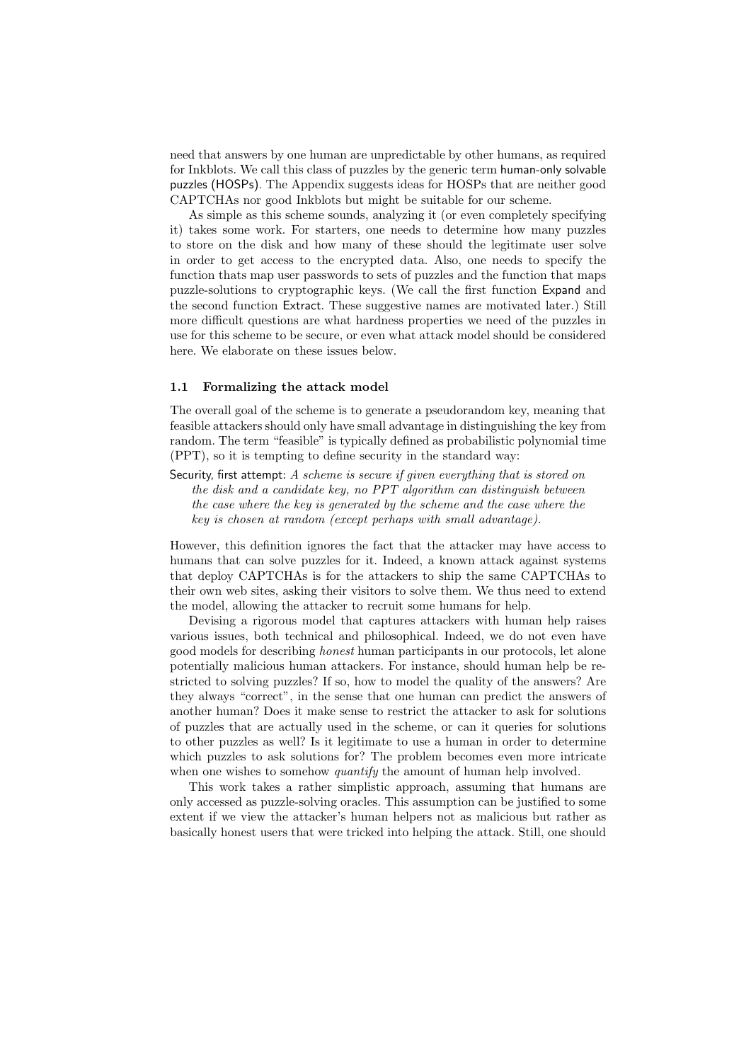need that answers by one human are unpredictable by other humans, as required for Inkblots. We call this class of puzzles by the generic term human-only solvable puzzles (HOSPs). The Appendix suggests ideas for HOSPs that are neither good CAPTCHAs nor good Inkblots but might be suitable for our scheme.

As simple as this scheme sounds, analyzing it (or even completely specifying it) takes some work. For starters, one needs to determine how many puzzles to store on the disk and how many of these should the legitimate user solve in order to get access to the encrypted data. Also, one needs to specify the function thats map user passwords to sets of puzzles and the function that maps puzzle-solutions to cryptographic keys. (We call the first function Expand and the second function Extract. These suggestive names are motivated later.) Still more difficult questions are what hardness properties we need of the puzzles in use for this scheme to be secure, or even what attack model should be considered here. We elaborate on these issues below.

### 1.1 Formalizing the attack model

The overall goal of the scheme is to generate a pseudorandom key, meaning that feasible attackers should only have small advantage in distinguishing the key from random. The term "feasible" is typically defined as probabilistic polynomial time (PPT), so it is tempting to define security in the standard way:

Security, first attempt: *A scheme is secure if given everything that is stored on the disk and a candidate key, no PPT algorithm can distinguish between the case where the key is generated by the scheme and the case where the key is chosen at random (except perhaps with small advantage).*

However, this definition ignores the fact that the attacker may have access to humans that can solve puzzles for it. Indeed, a known attack against systems that deploy CAPTCHAs is for the attackers to ship the same CAPTCHAs to their own web sites, asking their visitors to solve them. We thus need to extend the model, allowing the attacker to recruit some humans for help.

Devising a rigorous model that captures attackers with human help raises various issues, both technical and philosophical. Indeed, we do not even have good models for describing *honest* human participants in our protocols, let alone potentially malicious human attackers. For instance, should human help be restricted to solving puzzles? If so, how to model the quality of the answers? Are they always "correct", in the sense that one human can predict the answers of another human? Does it make sense to restrict the attacker to ask for solutions of puzzles that are actually used in the scheme, or can it queries for solutions to other puzzles as well? Is it legitimate to use a human in order to determine which puzzles to ask solutions for? The problem becomes even more intricate when one wishes to somehow *quantify* the amount of human help involved.

This work takes a rather simplistic approach, assuming that humans are only accessed as puzzle-solving oracles. This assumption can be justified to some extent if we view the attacker's human helpers not as malicious but rather as basically honest users that were tricked into helping the attack. Still, one should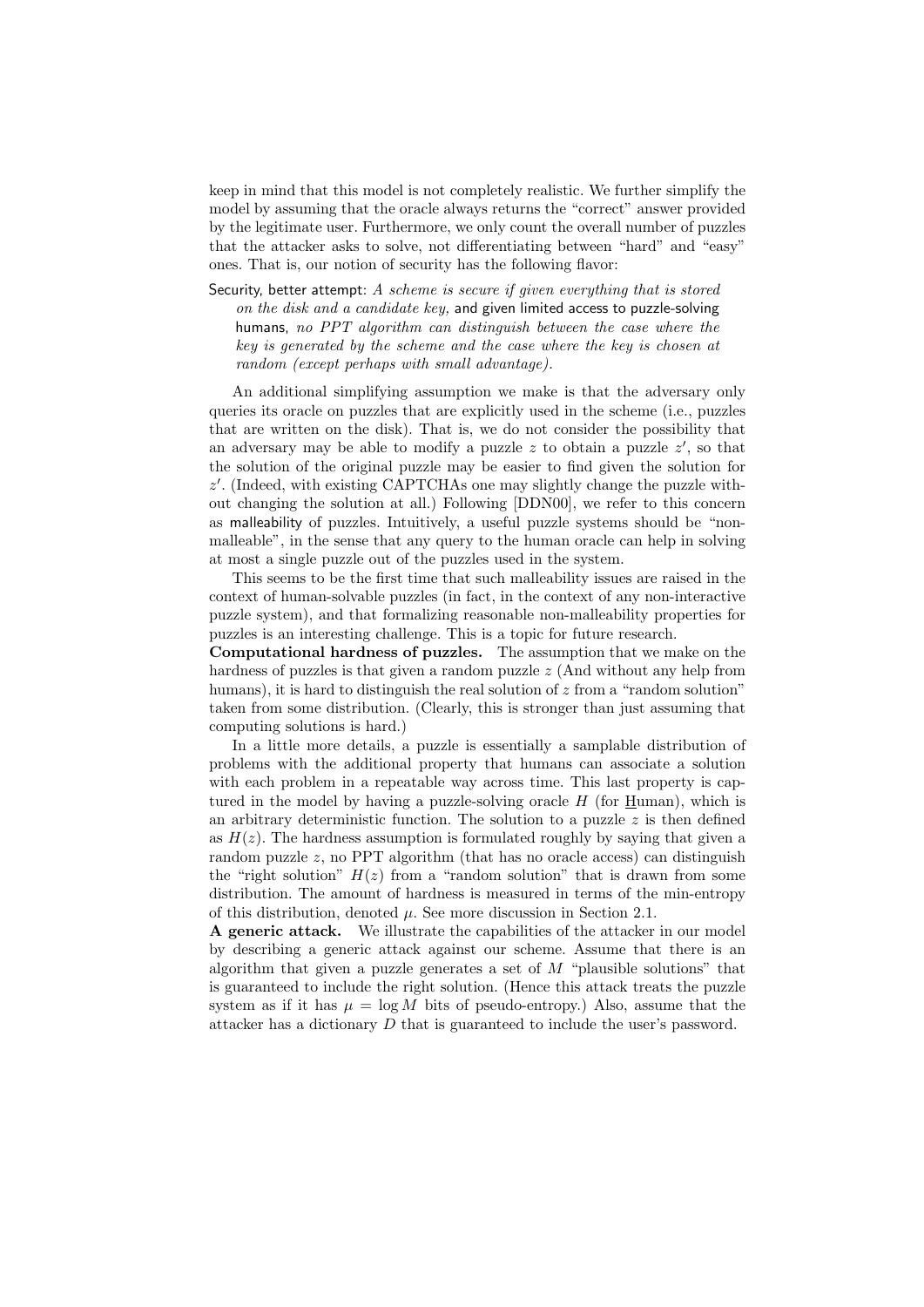keep in mind that this model is not completely realistic. We further simplify the model by assuming that the oracle always returns the "correct" answer provided by the legitimate user. Furthermore, we only count the overall number of puzzles that the attacker asks to solve, not differentiating between "hard" and "easy" ones. That is, our notion of security has the following flavor:

Security, better attempt: *A scheme is secure if given everything that is stored on the disk and a candidate key,* and given limited access to puzzle-solving humans, *no PPT algorithm can distinguish between the case where the key is generated by the scheme and the case where the key is chosen at random (except perhaps with small advantage).*

An additional simplifying assumption we make is that the adversary only queries its oracle on puzzles that are explicitly used in the scheme (i.e., puzzles that are written on the disk). That is, we do not consider the possibility that an adversary may be able to modify a puzzle $z$ to obtain a puzzle $z'$, so that the solution of the original puzzle may be easier to find given the solution for $z'$. (Indeed, with existing CAPTCHAs one may slightly change the puzzle without changing the solution at all.) Following [DDN00], we refer to this concern as malleability of puzzles. Intuitively, a useful puzzle systems should be "non-malleable", in the sense that any query to the human oracle can help in solving at most a single puzzle out of the puzzles used in the system.

This seems to be the first time that such malleability issues are raised in the context of human-solvable puzzles (in fact, in the context of any non-interactive puzzle system), and that formalizing reasonable non-malleability properties for puzzles is an interesting challenge. This is a topic for future research.

**Computational hardness of puzzles.** The assumption that we make on the hardness of puzzles is that given a random puzzle $z$ (And without any help from humans), it is hard to distinguish the real solution of $z$ from a "random solution" taken from some distribution. (Clearly, this is stronger than just assuming that computing solutions is hard.)

In a little more details, a puzzle is essentially a samplable distribution of problems with the additional property that humans can associate a solution with each problem in a repeatable way across time. This last property is captured in the model by having a puzzle-solving oracle $H$ (for Human), which is an arbitrary deterministic function. The solution to a puzzle $z$ is then defined as $H(z)$. The hardness assumption is formulated roughly by saying that given a random puzzle $z$, no PPT algorithm (that has no oracle access) can distinguish the "right solution" $H(z)$ from a "random solution" that is drawn from some distribution. The amount of hardness is measured in terms of the min-entropy of this distribution, denoted $\mu$. See more discussion in Section 2.1.

**A generic attack.** We illustrate the capabilities of the attacker in our model by describing a generic attack against our scheme. Assume that there is an algorithm that given a puzzle generates a set of $M$ "plausible solutions" that is guaranteed to include the right solution. (Hence this attack treats the puzzle system as if it has $\mu = \log M$ bits of pseudo-entropy.) Also, assume that the attacker has a dictionary $D$ that is guaranteed to include the user's password.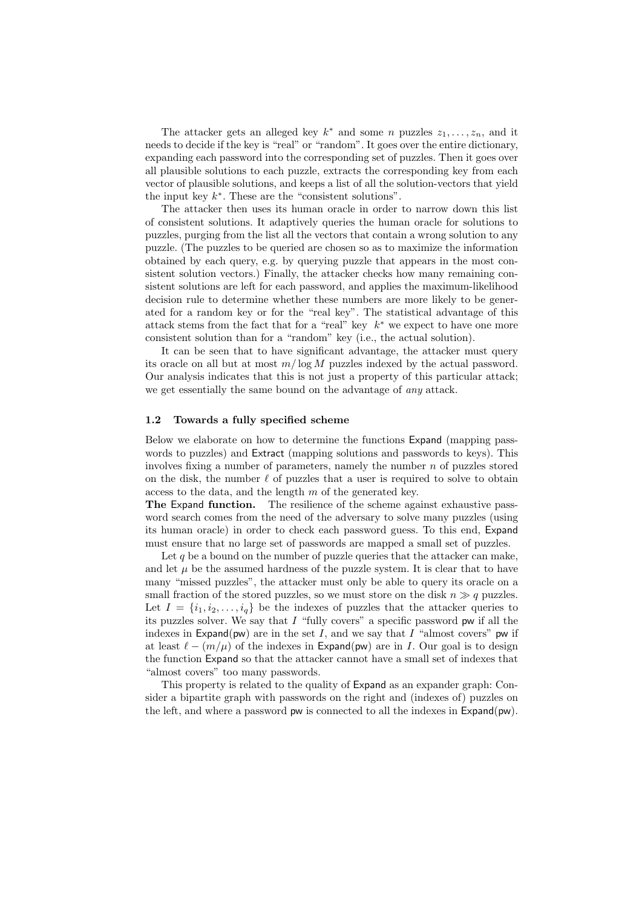The attacker gets an alleged key $k^*$ and some $n$ puzzles $z_1, \ldots, z_n$, and it needs to decide if the key is "real" or "random". It goes over the entire dictionary, expanding each password into the corresponding set of puzzles. Then it goes over all plausible solutions to each puzzle, extracts the corresponding key from each vector of plausible solutions, and keeps a list of all the solution-vectors that yield the input key $k^*$. These are the "consistent solutions".

The attacker then uses its human oracle in order to narrow down this list of consistent solutions. It adaptively queries the human oracle for solutions to puzzles, purging from the list all the vectors that contain a wrong solution to any puzzle. (The puzzles to be queried are chosen so as to maximize the information obtained by each query, e.g. by querying puzzle that appears in the most consistent solution vectors.) Finally, the attacker checks how many remaining consistent solutions are left for each password, and applies the maximum-likelihood decision rule to determine whether these numbers are more likely to be generated for a random key or for the "real key". The statistical advantage of this attack stems from the fact that for a "real" key $k^*$ we expect to have one more consistent solution than for a "random" key (i.e., the actual solution).

It can be seen that to have significant advantage, the attacker must query its oracle on all but at most $m/\log M$ puzzles indexed by the actual password. Our analysis indicates that this is not just a property of this particular attack; we get essentially the same bound on the advantage of *any* attack.

### 1.2 Towards a fully specified scheme

Below we elaborate on how to determine the functions Expand (mapping passwords to puzzles) and Extract (mapping solutions and passwords to keys). This involves fixing a number of parameters, namely the number $n$ of puzzles stored on the disk, the number $\ell$ of puzzles that a user is required to solve to obtain access to the data, and the length $m$ of the generated key.

**The Expand function.** The resilience of the scheme against exhaustive password search comes from the need of the adversary to solve many puzzles (using its human oracle) in order to check each password guess. To this end, Expand must ensure that no large set of passwords are mapped a small set of puzzles.

Let $q$ be a bound on the number of puzzle queries that the attacker can make, and let $\mu$ be the assumed hardness of the puzzle system. It is clear that to have many "missed puzzles", the attacker must only be able to query its oracle on a small fraction of the stored puzzles, so we must store on the disk $n \gg q$ puzzles. Let $I = \{i_1, i_2, \ldots, i_q\}$ be the indexes of puzzles that the attacker queries to its puzzles solver. We say that $I$ "fully covers" a specific password pw if all the indexes in Expand(pw) are in the set $I$, and we say that $I$ "almost covers" pw if at least $\ell - (m/\mu)$ of the indexes in Expand(pw) are in $I$. Our goal is to design the function Expand so that the attacker cannot have a small set of indexes that "almost covers" too many passwords.

This property is related to the quality of Expand as an expander graph: Consider a bipartite graph with passwords on the right and (indexes of) puzzles on the left, and where a password pw is connected to all the indexes in Expand(pw).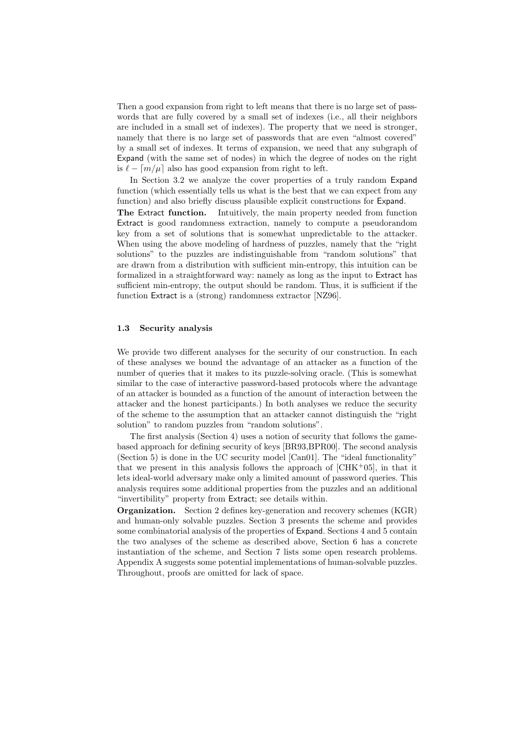Then a good expansion from right to left means that there is no large set of passwords that are fully covered by a small set of indexes (i.e., all their neighbors are included in a small set of indexes). The property that we need is stronger, namely that there is no large set of passwords that are even "almost covered" by a small set of indexes. It terms of expansion, we need that any subgraph of Expand (with the same set of nodes) in which the degree of nodes on the right is $\ell - \lceil m/\mu \rceil$ also has good expansion from right to left.

In Section 3.2 we analyze the cover properties of a truly random Expand function (which essentially tells us what is the best that we can expect from any function) and also briefly discuss plausible explicit constructions for Expand.

**The Extract function.** Intuitively, the main property needed from function Extract is good randomness extraction, namely to compute a pseudorandom key from a set of solutions that is somewhat unpredictable to the attacker. When using the above modeling of hardness of puzzles, namely that the "right solutions" to the puzzles are indistinguishable from "random solutions" that are drawn from a distribution with sufficient min-entropy, this intuition can be formalized in a straightforward way: namely as long as the input to Extract has sufficient min-entropy, the output should be random. Thus, it is sufficient if the function Extract is a (strong) randomness extractor [NZ96].

### 1.3 Security analysis

We provide two different analyses for the security of our construction. In each of these analyses we bound the advantage of an attacker as a function of the number of queries that it makes to its puzzle-solving oracle. (This is somewhat similar to the case of interactive password-based protocols where the advantage of an attacker is bounded as a function of the amount of interaction between the attacker and the honest participants.) In both analyses we reduce the security of the scheme to the assumption that an attacker cannot distinguish the "right solution" to random puzzles from "random solutions".

The first analysis (Section 4) uses a notion of security that follows the game-based approach for defining security of keys [BR93,BPR00]. The second analysis (Section 5) is done in the UC security model [Can01]. The "ideal functionality" that we present in this analysis follows the approach of [CHK+05], in that it lets ideal-world adversary make only a limited amount of password queries. This analysis requires some additional properties from the puzzles and an additional "invertibility" property from Extract; see details within.

**Organization.** Section 2 defines key-generation and recovery schemes (KGR) and human-only solvable puzzles. Section 3 presents the scheme and provides some combinatorial analysis of the properties of Expand. Sections 4 and 5 contain the two analyses of the scheme as described above, Section 6 has a concrete instantiation of the scheme, and Section 7 lists some open research problems. Appendix A suggests some potential implementations of human-solvable puzzles. Throughout, proofs are omitted for lack of space.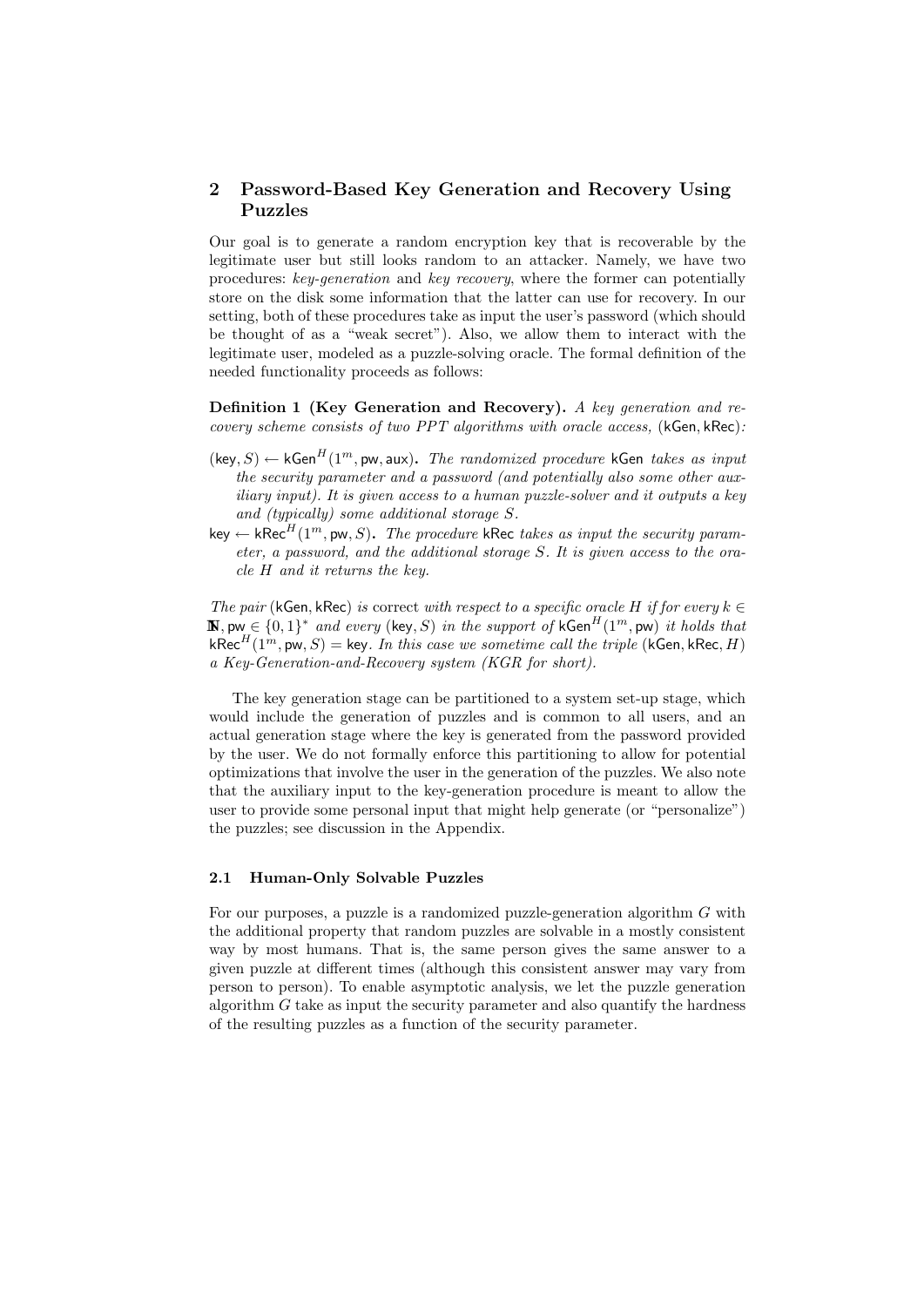## 2 Password-Based Key Generation and Recovery Using Puzzles

Our goal is to generate a random encryption key that is recoverable by the legitimate user but still looks random to an attacker. Namely, we have two procedures: *key-generation* and *key recovery*, where the former can potentially store on the disk some information that the latter can use for recovery. In our setting, both of these procedures take as input the user's password (which should be thought of as a "weak secret"). Also, we allow them to interact with the legitimate user, modeled as a puzzle-solving oracle. The formal definition of the needed functionality proceeds as follows:

**Definition 1 (Key Generation and Recovery).** *A key generation and recovery scheme consists of two PPT algorithms with oracle access,* $(\mathsf{kGen}, \mathsf{kRec})$*:*

- $(\mathsf{key}, S) \leftarrow \mathsf{kGen}^H(1^m, \mathsf{pw}, \mathsf{aux})$**.** *The randomized procedure* $\mathsf{kGen}$ *takes as input the security parameter and a password (and potentially also some other auxiliary input). It is given access to a human puzzle-solver and it outputs a key and (typically) some additional storage* $S$*.*
- $\mathsf{key} \leftarrow \mathsf{kRec}^H(1^m, \mathsf{pw}, S)$**.** *The procedure* $\mathsf{kRec}$ *takes as input the security parameter, a password, and the additional storage* $S$*. It is given access to the oracle* $H$ *and it returns the key.*

*The pair* $(\mathsf{kGen}, \mathsf{kRec})$ *is* correct *with respect to a specific oracle* $H$ *if for every* $k \in \mathbb{N}$, $\mathsf{pw} \in \{0,1\}^*$ *and every* $(\mathsf{key}, S)$ *in the support of* $\mathsf{kGen}^H(1^m, \mathsf{pw})$ *it holds that* $\mathsf{kRec}^H(1^m, \mathsf{pw}, S) = \mathsf{key}$*. In this case we sometime call the triple* $(\mathsf{kGen}, \mathsf{kRec}, H)$ *a Key-Generation-and-Recovery system (KGR for short).*

The key generation stage can be partitioned to a system set-up stage, which would include the generation of puzzles and is common to all users, and an actual generation stage where the key is generated from the password provided by the user. We do not formally enforce this partitioning to allow for potential optimizations that involve the user in the generation of the puzzles. We also note that the auxiliary input to the key-generation procedure is meant to allow the user to provide some personal input that might help generate (or "personalize") the puzzles; see discussion in the Appendix.

### 2.1 Human-Only Solvable Puzzles

For our purposes, a puzzle is a randomized puzzle-generation algorithm $G$ with the additional property that random puzzles are solvable in a mostly consistent way by most humans. That is, the same person gives the same answer to a given puzzle at different times (although this consistent answer may vary from person to person). To enable asymptotic analysis, we let the puzzle generation algorithm $G$ take as input the security parameter and also quantify the hardness of the resulting puzzles as a function of the security parameter.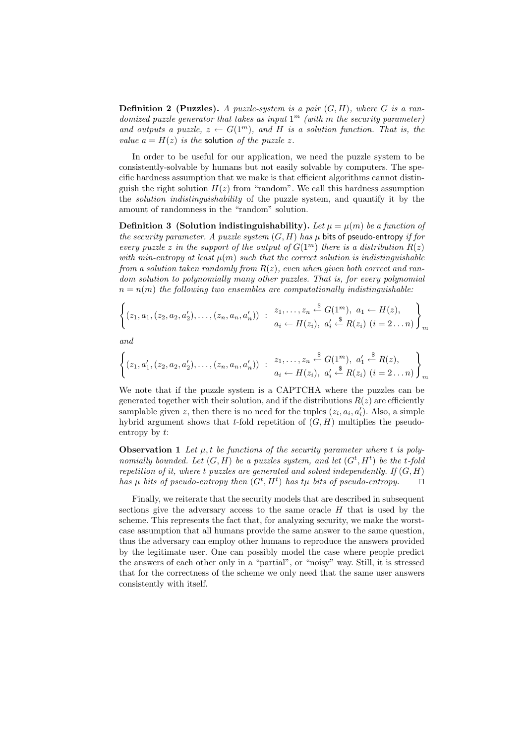**Definition 2 (Puzzles).** *A puzzle-system is a pair $(G, H)$, where $G$ is a randomized puzzle generator that takes as input $1^m$ (with $m$ the security parameter) and outputs a puzzle, $z \leftarrow G(1^m)$, and $H$ is a solution function. That is, the value $a = H(z)$ is the* solution *of the puzzle $z$.*

In order to be useful for our application, we need the puzzle system to be consistently-solvable by humans but not easily solvable by computers. The specific hardness assumption that we make is that efficient algorithms cannot distinguish the right solution $H(z)$ from "random". We call this hardness assumption the *solution indistinguishability* of the puzzle system, and quantify it by the amount of randomness in the "random" solution.

**Definition 3 (Solution indistinguishability).** *Let $\mu = \mu(m)$ be a function of the security parameter. A puzzle system $(G, H)$ has $\mu$* bits of pseudo-entropy *if for every puzzle $z$ in the support of the output of $G(1^m)$ there is a distribution $R(z)$ with min-entropy at least $\mu(m)$ such that the correct solution is indistinguishable from a solution taken randomly from $R(z)$, even when given both correct and random solution to polynomially many other puzzles. That is, for every polynomial $n = n(m)$ the following two ensembles are computationally indistinguishable:*

$$\left\{ (z_1, a_1, (z_2, a_2, a'_2), \ldots, (z_n, a_n, a'_n)) \;:\; \begin{array}{l} z_1, \ldots, z_n \xleftarrow{\$} G(1^m),\ a_1 \leftarrow H(z), \\ a_i \leftarrow H(z_i),\ a'_i \xleftarrow{\$} R(z_i)\ (i = 2 \ldots n) \end{array} \right\}_m$$

*and*

$$\left\{ (z_1, a'_1, (z_2, a_2, a'_2), \ldots, (z_n, a_n, a'_n)) \;:\; \begin{array}{l} z_1, \ldots, z_n \xleftarrow{\$} G(1^m),\ a'_1 \xleftarrow{\$} R(z), \\ a_i \leftarrow H(z_i),\ a'_i \xleftarrow{\$} R(z_i)\ (i = 2 \ldots n) \end{array} \right\}_m$$

We note that if the puzzle system is a CAPTCHA where the puzzles can be generated together with their solution, and if the distributions $R(z)$ are efficiently samplable given $z$, then there is no need for the tuples $(z_i, a_i, a'_i)$. Also, a simple hybrid argument shows that $t$-fold repetition of $(G, H)$ multiplies the pseudo-entropy by $t$:

**Observation 1** *Let $\mu, t$ be functions of the security parameter where $t$ is polynomially bounded. Let $(G, H)$ be a puzzles system, and let $(G^t, H^t)$ be the $t$-fold repetition of it, where $t$ puzzles are generated and solved independently. If $(G, H)$ has $\mu$ bits of pseudo-entropy then $(G^t, H^t)$ has $t\mu$ bits of pseudo-entropy.* □

Finally, we reiterate that the security models that are described in subsequent sections give the adversary access to the same oracle $H$ that is used by the scheme. This represents the fact that, for analyzing security, we make the worst-case assumption that all humans provide the same answer to the same question, thus the adversary can employ other humans to reproduce the answers provided by the legitimate user. One can possibly model the case where people predict the answers of each other only in a "partial", or "noisy" way. Still, it is stressed that for the correctness of the scheme we only need that the same user answers consistently with itself.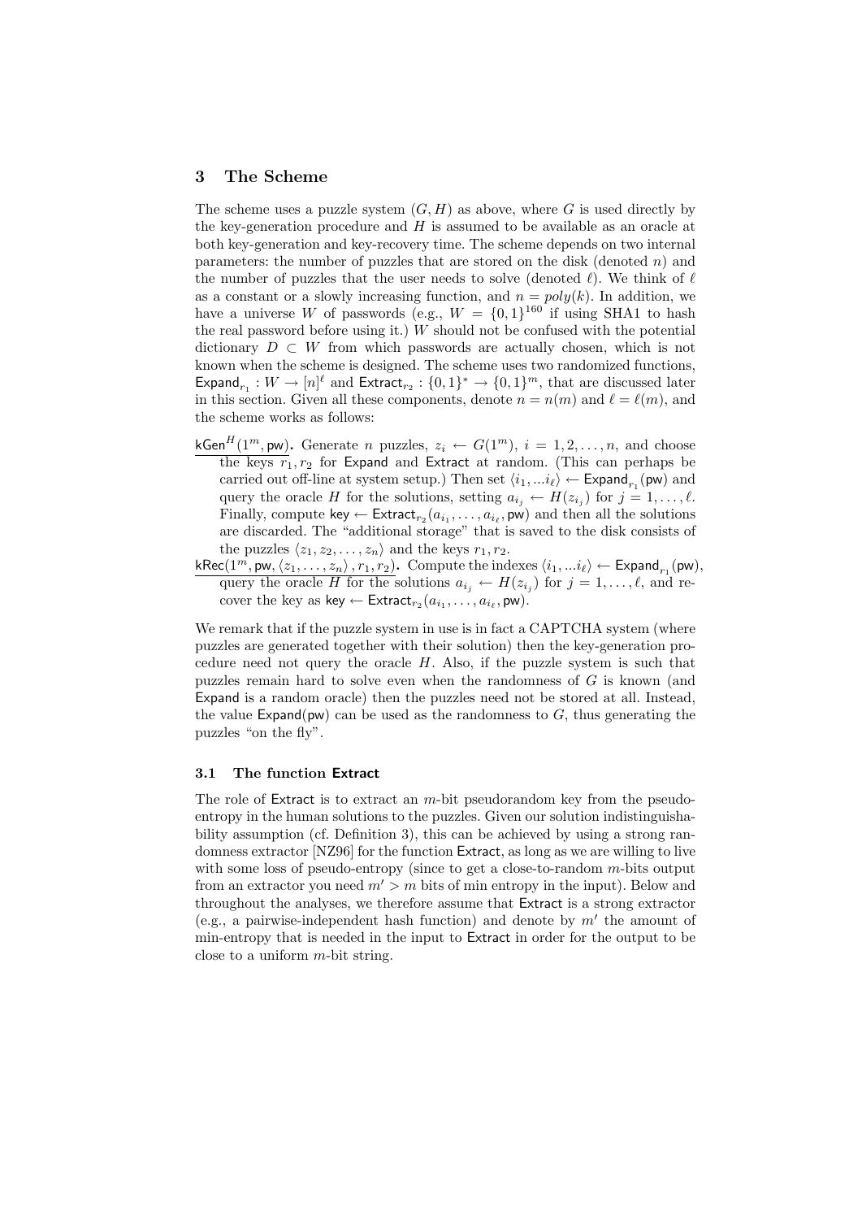## 3 The Scheme

The scheme uses a puzzle system $(G, H)$ as above, where $G$ is used directly by the key-generation procedure and $H$ is assumed to be available as an oracle at both key-generation and key-recovery time. The scheme depends on two internal parameters: the number of puzzles that are stored on the disk (denoted $n$) and the number of puzzles that the user needs to solve (denoted $\ell$). We think of $\ell$ as a constant or a slowly increasing function, and $n = poly(k)$. In addition, we have a universe $W$ of passwords (e.g., $W = \{0,1\}^{160}$ if using SHA1 to hash the real password before using it.) $W$ should not be confused with the potential dictionary $D \subset W$ from which passwords are actually chosen, which is not known when the scheme is designed. The scheme uses two randomized functions, $\mathsf{Expand}_{r_1} : W \to [n]^\ell$ and $\mathsf{Extract}_{r_2} : \{0,1\}^* \to \{0,1\}^m$, that are discussed later in this section. Given all these components, denote $n = n(m)$ and $\ell = \ell(m)$, and the scheme works as follows:

$\mathsf{kGen}^H(1^m, \mathsf{pw})$**.** Generate $n$ puzzles, $z_i \leftarrow G(1^m)$, $i = 1, 2, \ldots, n$, and choose the keys $r_1, r_2$ for $\mathsf{Expand}$ and $\mathsf{Extract}$ at random. (This can perhaps be carried out off-line at system setup.) Then set $\langle i_1, \ldots i_\ell \rangle \leftarrow \mathsf{Expand}_{r_1}(\mathsf{pw})$ and query the oracle $H$ for the solutions, setting $a_{i_j} \leftarrow H(z_{i_j})$ for $j = 1, \ldots, \ell$. Finally, compute $\mathsf{key} \leftarrow \mathsf{Extract}_{r_2}(a_{i_1}, \ldots, a_{i_\ell}, \mathsf{pw})$ and then all the solutions are discarded. The "additional storage" that is saved to the disk consists of the puzzles $\langle z_1, z_2, \ldots, z_n \rangle$ and the keys $r_1, r_2$.

$\mathsf{kRec}(1^m, \mathsf{pw}, \langle z_1, \ldots, z_n \rangle, r_1, r_2)$**.** Compute the indexes $\langle i_1, \ldots i_\ell \rangle \leftarrow \mathsf{Expand}_{r_1}(\mathsf{pw})$, query the oracle $H$ for the solutions $a_{i_j} \leftarrow H(z_{i_j})$ for $j = 1, \ldots, \ell$, and recover the key as $\mathsf{key} \leftarrow \mathsf{Extract}_{r_2}(a_{i_1}, \ldots, a_{i_\ell}, \mathsf{pw})$.

We remark that if the puzzle system in use is in fact a CAPTCHA system (where puzzles are generated together with their solution) then the key-generation procedure need not query the oracle $H$. Also, if the puzzle system is such that puzzles remain hard to solve even when the randomness of $G$ is known (and $\mathsf{Expand}$ is a random oracle) then the puzzles need not be stored at all. Instead, the value $\mathsf{Expand}(\mathsf{pw})$ can be used as the randomness to $G$, thus generating the puzzles "on the fly".

### 3.1 The function Extract

The role of $\mathsf{Extract}$ is to extract an $m$-bit pseudorandom key from the pseudo-entropy in the human solutions to the puzzles. Given our solution indistinguishability assumption (cf. Definition 3), this can be achieved by using a strong randomness extractor [NZ96] for the function $\mathsf{Extract}$, as long as we are willing to live with some loss of pseudo-entropy (since to get a close-to-random $m$-bits output from an extractor you need $m' > m$ bits of min entropy in the input). Below and throughout the analyses, we therefore assume that $\mathsf{Extract}$ is a strong extractor (e.g., a pairwise-independent hash function) and denote by $m'$ the amount of min-entropy that is needed in the input to $\mathsf{Extract}$ in order for the output to be close to a uniform $m$-bit string.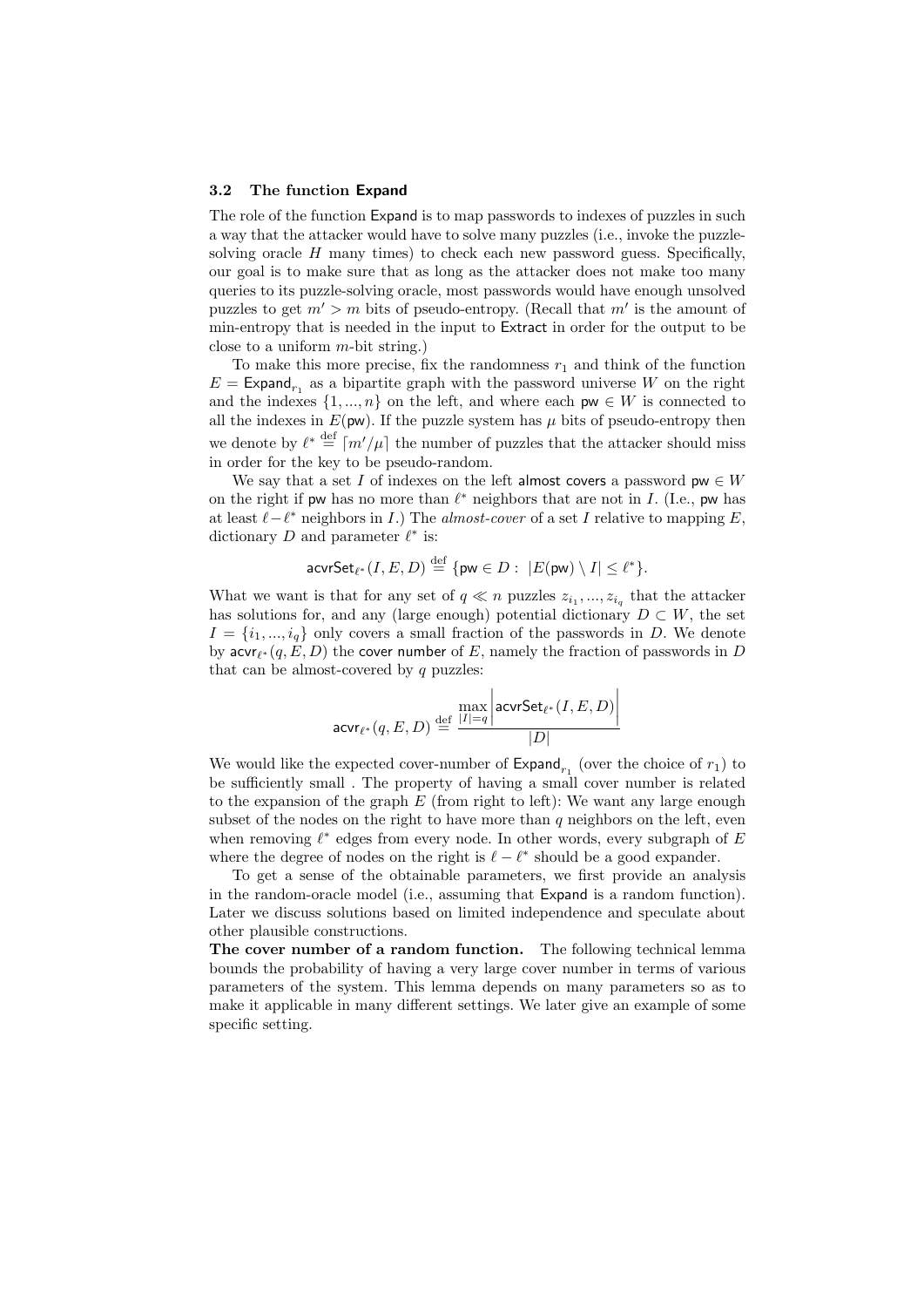### 3.2 The function Expand

The role of the function Expand is to map passwords to indexes of puzzles in such a way that the attacker would have to solve many puzzles (i.e., invoke the puzzle-solving oracle $H$ many times) to check each new password guess. Specifically, our goal is to make sure that as long as the attacker does not make too many queries to its puzzle-solving oracle, most passwords would have enough unsolved puzzles to get $m' > m$ bits of pseudo-entropy. (Recall that $m'$ is the amount of min-entropy that is needed in the input to Extract in order for the output to be close to a uniform $m$-bit string.)

To make this more precise, fix the randomness $r_1$ and think of the function $E = \mathsf{Expand}_{r_1}$ as a bipartite graph with the password universe $W$ on the right and the indexes $\{1, ..., n\}$ on the left, and where each $\mathsf{pw} \in W$ is connected to all the indexes in $E(\mathsf{pw})$. If the puzzle system has $\mu$ bits of pseudo-entropy then we denote by $\ell^* \stackrel{\text{def}}{=} \lceil m'/\mu \rceil$ the number of puzzles that the attacker should miss in order for the key to be pseudo-random.

We say that a set $I$ of indexes on the left almost covers a password $\mathsf{pw} \in W$ on the right if $\mathsf{pw}$ has no more than $\ell^*$ neighbors that are not in $I$. (I.e., $\mathsf{pw}$ has at least $\ell - \ell^*$ neighbors in $I$.) The *almost-cover* of a set $I$ relative to mapping $E$, dictionary $D$ and parameter $\ell^*$ is:

$$\mathsf{acvrSet}_{\ell^*}(I, E, D) \stackrel{\text{def}}{=} \{\mathsf{pw} \in D : \ |E(\mathsf{pw}) \setminus I| \leq \ell^*\}.$$

What we want is that for any set of $q \ll n$ puzzles $z_{i_1}, ..., z_{i_q}$ that the attacker has solutions for, and any (large enough) potential dictionary $D \subset W$, the set $I = \{i_1, ..., i_q\}$ only covers a small fraction of the passwords in $D$. We denote by $\mathsf{acvr}_{\ell^*}(q, E, D)$ the cover number of $E$, namely the fraction of passwords in $D$ that can be almost-covered by $q$ puzzles:

$$\mathsf{acvr}_{\ell^*}(q, E, D) \stackrel{\text{def}}{=} \frac{\max\limits_{|I|=q} \left| \mathsf{acvrSet}_{\ell^*}(I, E, D) \right|}{|D|}$$

We would like the expected cover-number of $\mathsf{Expand}_{r_1}$ (over the choice of $r_1$) to be sufficiently small . The property of having a small cover number is related to the expansion of the graph $E$ (from right to left): We want any large enough subset of the nodes on the right to have more than $q$ neighbors on the left, even when removing $\ell^*$ edges from every node. In other words, every subgraph of $E$ where the degree of nodes on the right is $\ell - \ell^*$ should be a good expander.

To get a sense of the obtainable parameters, we first provide an analysis in the random-oracle model (i.e., assuming that Expand is a random function). Later we discuss solutions based on limited independence and speculate about other plausible constructions.

**The cover number of a random function.** The following technical lemma bounds the probability of having a very large cover number in terms of various parameters of the system. This lemma depends on many parameters so as to make it applicable in many different settings. We later give an example of some specific setting.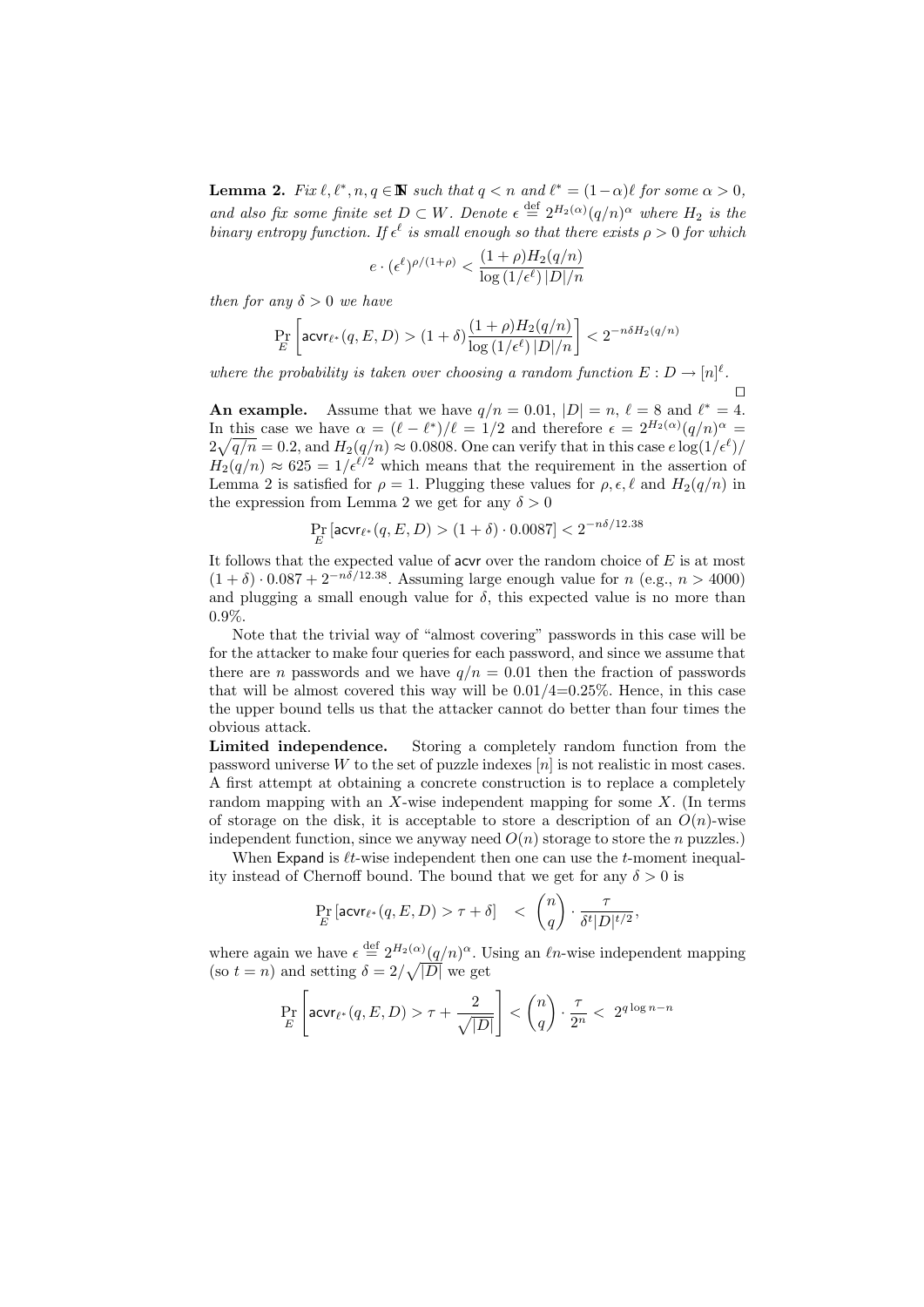**Lemma 2.** *Fix $\ell, \ell^*, n, q \in \mathbb{N}$ such that $q < n$ and $\ell^* = (1-\alpha)\ell$ for some $\alpha > 0$, and also fix some finite set $D \subset W$. Denote $\epsilon \stackrel{\text{def}}{=} 2^{H_2(\alpha)}(q/n)^\alpha$ where $H_2$ is the binary entropy function. If $\epsilon^\ell$ is small enough so that there exists $\rho > 0$ for which*

$$e \cdot (\epsilon^\ell)^{\rho/(1+\rho)} < \frac{(1+\rho)H_2(q/n)}{\log(1/\epsilon^\ell)\,|D|/n}$$

*then for any $\delta > 0$ we have*

$$\Pr_E\left[\mathsf{acvr}_{\ell^*}(q, E, D) > (1+\delta)\frac{(1+\rho)H_2(q/n)}{\log(1/\epsilon^\ell)\,|D|/n}\right] < 2^{-n\delta H_2(q/n)}$$

*where the probability is taken over choosing a random function $E : D \to [n]^\ell$.*

□

**An example.** Assume that we have $q/n = 0.01$, $|D| = n$, $\ell = 8$ and $\ell^* = 4$. In this case we have $\alpha = (\ell - \ell^*)/\ell = 1/2$ and therefore $\epsilon = 2^{H_2(\alpha)}(q/n)^\alpha = 2\sqrt{q/n} = 0.2$, and $H_2(q/n) \approx 0.0808$. One can verify that in this case $e\log(1/\epsilon^\ell)/H_2(q/n) \approx 625 = 1/\epsilon^{\ell/2}$ which means that the requirement in the assertion of Lemma 2 is satisfied for $\rho = 1$. Plugging these values for $\rho, \epsilon, \ell$ and $H_2(q/n)$ in the expression from Lemma 2 we get for any $\delta > 0$

$$\Pr_E\left[\mathsf{acvr}_{\ell^*}(q, E, D) > (1+\delta)\cdot 0.0087\right] < 2^{-n\delta/12.38}$$

It follows that the expected value of $\mathsf{acvr}$ over the random choice of $E$ is at most $(1+\delta)\cdot 0.087 + 2^{-n\delta/12.38}$. Assuming large enough value for $n$ (e.g., $n > 4000$) and plugging a small enough value for $\delta$, this expected value is no more than 0.9%.

Note that the trivial way of "almost covering" passwords in this case will be for the attacker to make four queries for each password, and since we assume that there are $n$ passwords and we have $q/n = 0.01$ then the fraction of passwords that will be almost covered this way will be 0.01/4=0.25%. Hence, in this case the upper bound tells us that the attacker cannot do better than four times the obvious attack.

**Limited independence.** Storing a completely random function from the password universe $W$ to the set of puzzle indexes $[n]$ is not realistic in most cases. A first attempt at obtaining a concrete construction is to replace a completely random mapping with an $X$-wise independent mapping for some $X$. (In terms of storage on the disk, it is acceptable to store a description of an $O(n)$-wise independent function, since we anyway need $O(n)$ storage to store the $n$ puzzles.)

When $\mathsf{Expand}$ is $\ell t$-wise independent then one can use the $t$-moment inequality instead of Chernoff bound. The bound that we get for any $\delta > 0$ is

$$\Pr_E\left[\mathsf{acvr}_{\ell^*}(q, E, D) > \tau + \delta\right] \quad < \quad \binom{n}{q} \cdot \frac{\tau}{\delta^t |D|^{t/2}},$$

where again we have $\epsilon \stackrel{\text{def}}{=} 2^{H_2(\alpha)}(q/n)^\alpha$. Using an $\ell n$-wise independent mapping (so $t = n$) and setting $\delta = 2/\sqrt{|D|}$ we get

$$\Pr_E\left[\mathsf{acvr}_{\ell^*}(q, E, D) > \tau + \frac{2}{\sqrt{|D|}}\right] < \binom{n}{q} \cdot \frac{\tau}{2^n} < \; 2^{q\log n - n}$$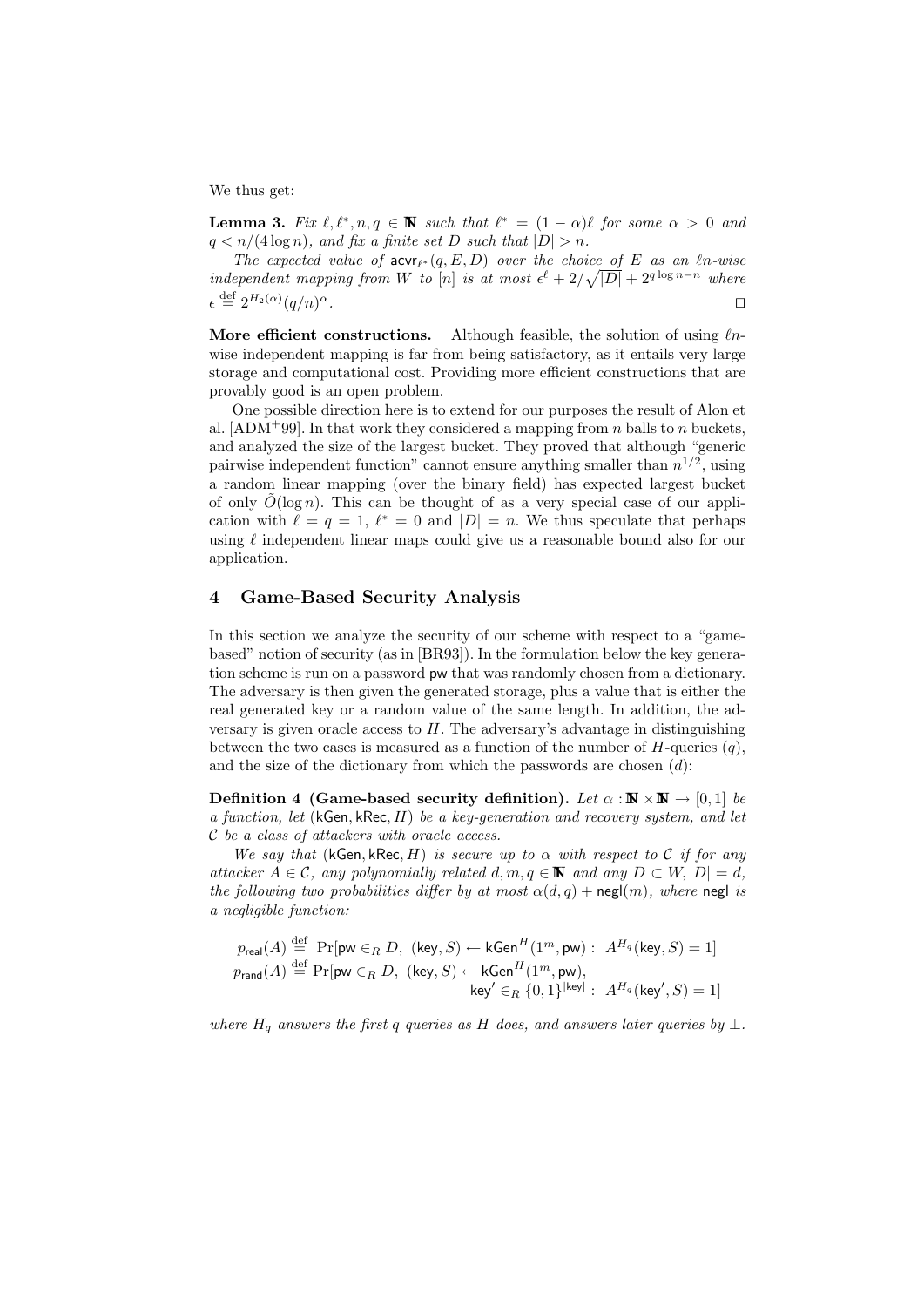We thus get:

**Lemma 3.** *Fix $\ell, \ell^*, n, q \in \mathbb{N}$ such that $\ell^* = (1-\alpha)\ell$ for some $\alpha > 0$ and $q < n/(4 \log n)$, and fix a finite set $D$ such that $|D| > n$.*

*The expected value of $\mathsf{acvr}_{\ell^*}(q, E, D)$ over the choice of $E$ as an $\ell n$-wise independent mapping from $W$ to $[n]$ is at most $\epsilon^\ell + 2/\sqrt{|D|} + 2^{q \log n - n}$ where $\epsilon \stackrel{\text{def}}{=} 2^{H_2(\alpha)}(q/n)^\alpha$.* □

**More efficient constructions.** Although feasible, the solution of using $\ell n$-wise independent mapping is far from being satisfactory, as it entails very large storage and computational cost. Providing more efficient constructions that are provably good is an open problem.

One possible direction here is to extend for our purposes the result of Alon et al. [ADM+99]. In that work they considered a mapping from $n$ balls to $n$ buckets, and analyzed the size of the largest bucket. They proved that although "generic pairwise independent function" cannot ensure anything smaller than $n^{1/2}$, using a random linear mapping (over the binary field) has expected largest bucket of only $\tilde{O}(\log n)$. This can be thought of as a very special case of our application with $\ell = q = 1$, $\ell^* = 0$ and $|D| = n$. We thus speculate that perhaps using $\ell$ independent linear maps could give us a reasonable bound also for our application.

## 4 Game-Based Security Analysis

In this section we analyze the security of our scheme with respect to a "game-based" notion of security (as in [BR93]). In the formulation below the key generation scheme is run on a password $\mathsf{pw}$ that was randomly chosen from a dictionary. The adversary is then given the generated storage, plus a value that is either the real generated key or a random value of the same length. In addition, the adversary is given oracle access to $H$. The adversary's advantage in distinguishing between the two cases is measured as a function of the number of $H$-queries ($q$), and the size of the dictionary from which the passwords are chosen ($d$):

**Definition 4 (Game-based security definition).** *Let $\alpha : \mathbb{N} \times \mathbb{N} \to [0, 1]$ be a function, let $(\mathsf{kGen}, \mathsf{kRec}, H)$ be a key-generation and recovery system, and let $\mathcal{C}$ be a class of attackers with oracle access.*

*We say that $(\mathsf{kGen}, \mathsf{kRec}, H)$ is secure up to $\alpha$ with respect to $\mathcal{C}$ if for any attacker $A \in \mathcal{C}$, any polynomially related $d, m, q \in \mathbb{N}$ and any $D \subset W, |D| = d$, the following two probabilities differ by at most $\alpha(d, q) + \mathsf{negl}(m)$, where $\mathsf{negl}$ is a negligible function:*

$$p_{\mathsf{real}}(A) \stackrel{\text{def}}{=} \Pr[\mathsf{pw} \in_R D,\ (\mathsf{key}, S) \leftarrow \mathsf{kGen}^H(1^m, \mathsf{pw}) :\ A^{H_q}(\mathsf{key}, S) = 1]$$

$$p_{\mathsf{rand}}(A) \stackrel{\text{def}}{=} \Pr[\mathsf{pw} \in_R D,\ (\mathsf{key}, S) \leftarrow \mathsf{kGen}^H(1^m, \mathsf{pw}),\ \mathsf{key}' \in_R \{0,1\}^{|\mathsf{key}|} :\ A^{H_q}(\mathsf{key}', S) = 1]$$

*where $H_q$ answers the first $q$ queries as $H$ does, and answers later queries by $\perp$.*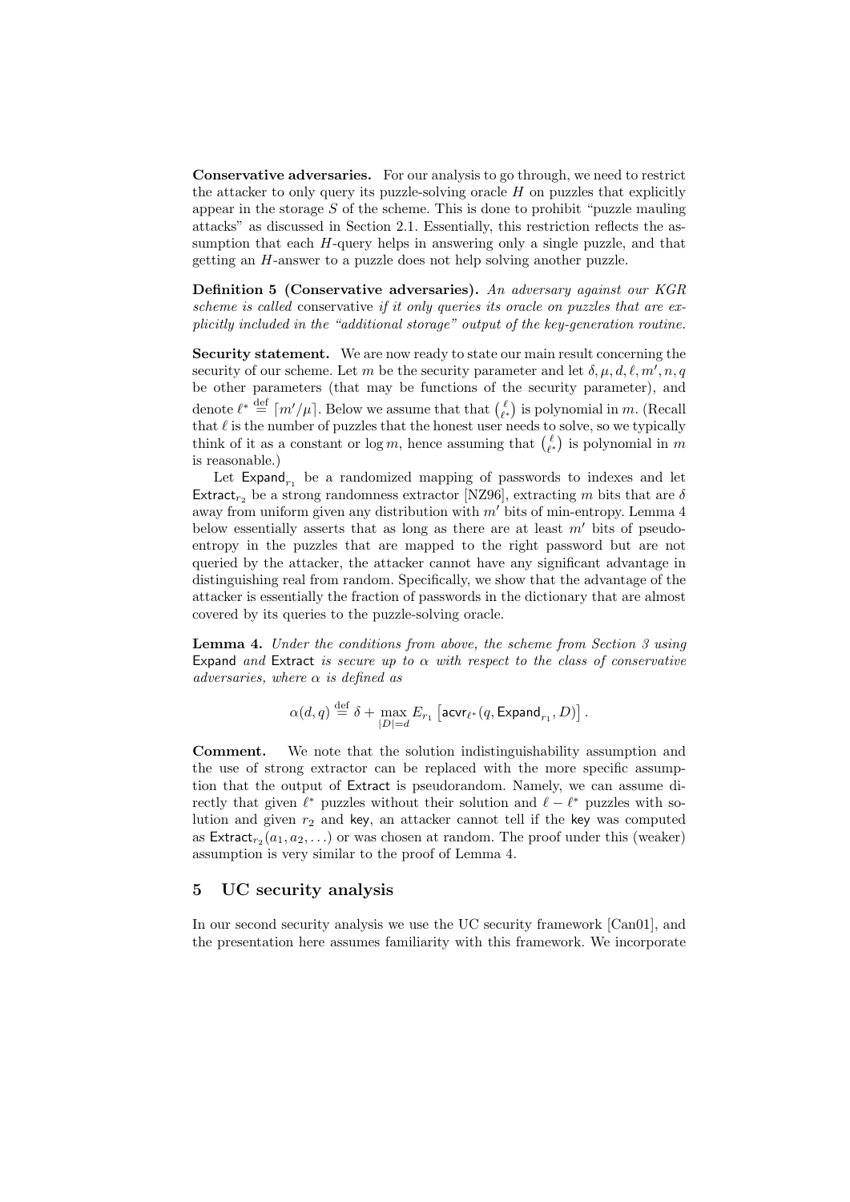**Conservative adversaries.** For our analysis to go through, we need to restrict the attacker to only query its puzzle-solving oracle $H$ on puzzles that explicitly appear in the storage $S$ of the scheme. This is done to prohibit "puzzle mauling attacks" as discussed in Section 2.1. Essentially, this restriction reflects the assumption that each $H$-query helps in answering only a single puzzle, and that getting an $H$-answer to a puzzle does not help solving another puzzle.

**Definition 5 (Conservative adversaries).** *An adversary against our KGR scheme is called* conservative *if it only queries its oracle on puzzles that are explicitly included in the "additional storage" output of the key-generation routine.*

**Security statement.** We are now ready to state our main result concerning the security of our scheme. Let $m$ be the security parameter and let $\delta, \mu, d, \ell, m', n, q$ be other parameters (that may be functions of the security parameter), and denote $\ell^* \stackrel{\text{def}}{=} \lceil m'/\mu \rceil$. Below we assume that that $\binom{\ell}{\ell^*}$ is polynomial in $m$. (Recall that $\ell$ is the number of puzzles that the honest user needs to solve, so we typically think of it as a constant or $\log m$, hence assuming that $\binom{\ell}{\ell^*}$ is polynomial in $m$ is reasonable.)

Let $\mathsf{Expand}_{r_1}$ be a randomized mapping of passwords to indexes and let $\mathsf{Extract}_{r_2}$ be a strong randomness extractor [NZ96], extracting $m$ bits that are $\delta$ away from uniform given any distribution with $m'$ bits of min-entropy. Lemma 4 below essentially asserts that as long as there are at least $m'$ bits of pseudo-entropy in the puzzles that are mapped to the right password but are not queried by the attacker, the attacker cannot have any significant advantage in distinguishing real from random. Specifically, we show that the advantage of the attacker is essentially the fraction of passwords in the dictionary that are almost covered by its queries to the puzzle-solving oracle.

**Lemma 4.** *Under the conditions from above, the scheme from Section 3 using* $\mathsf{Expand}$ *and* $\mathsf{Extract}$ *is secure up to* $\alpha$ *with respect to the class of conservative adversaries, where* $\alpha$ *is defined as*

$$\alpha(d, q) \stackrel{\text{def}}{=} \delta + \max_{|D|=d} E_{r_1}\left[\mathsf{acvr}_{\ell^*}(q, \mathsf{Expand}_{r_1}, D)\right].$$

**Comment.** We note that the solution indistinguishability assumption and the use of strong extractor can be replaced with the more specific assumption that the output of $\mathsf{Extract}$ is pseudorandom. Namely, we can assume directly that given $\ell^*$ puzzles without their solution and $\ell - \ell^*$ puzzles with solution and given $r_2$ and $\mathsf{key}$, an attacker cannot tell if the $\mathsf{key}$ was computed as $\mathsf{Extract}_{r_2}(a_1, a_2, \ldots)$ or was chosen at random. The proof under this (weaker) assumption is very similar to the proof of Lemma 4.

## 5 UC security analysis

In our second security analysis we use the UC security framework [Can01], and the presentation here assumes familiarity with this framework. We incorporate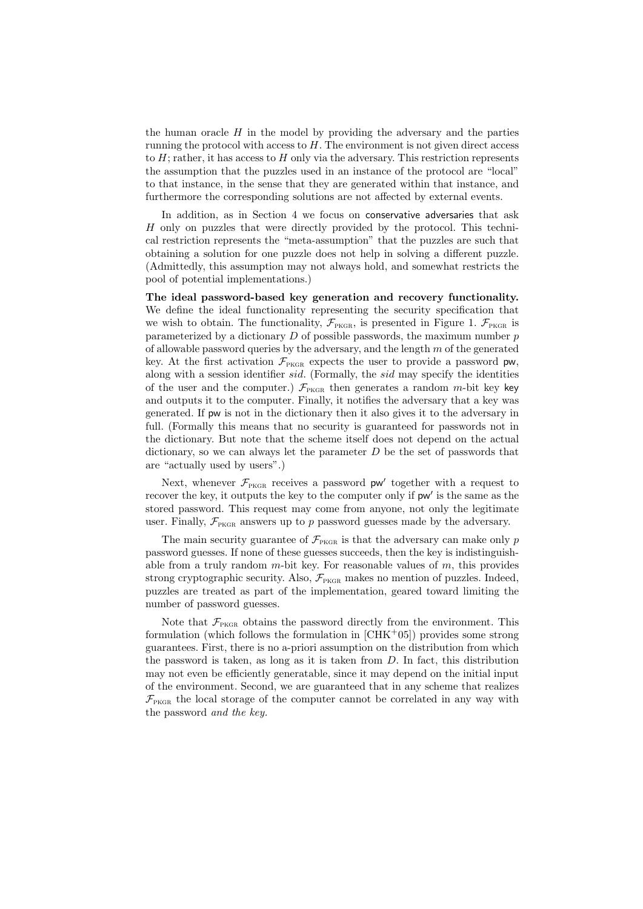the human oracle $H$ in the model by providing the adversary and the parties running the protocol with access to $H$. The environment is not given direct access to $H$; rather, it has access to $H$ only via the adversary. This restriction represents the assumption that the puzzles used in an instance of the protocol are "local" to that instance, in the sense that they are generated within that instance, and furthermore the corresponding solutions are not affected by external events.

In addition, as in Section 4 we focus on conservative adversaries that ask $H$ only on puzzles that were directly provided by the protocol. This technical restriction represents the "meta-assumption" that the puzzles are such that obtaining a solution for one puzzle does not help in solving a different puzzle. (Admittedly, this assumption may not always hold, and somewhat restricts the pool of potential implementations.)

**The ideal password-based key generation and recovery functionality.** We define the ideal functionality representing the security specification that we wish to obtain. The functionality, $\mathcal{F}_{\text{PKGR}}$, is presented in Figure 1. $\mathcal{F}_{\text{PKGR}}$ is parameterized by a dictionary $D$ of possible passwords, the maximum number $p$ of allowable password queries by the adversary, and the length $m$ of the generated key. At the first activation $\mathcal{F}_{\text{PKGR}}$ expects the user to provide a password $\mathsf{pw}$, along with a session identifier *sid*. (Formally, the *sid* may specify the identities of the user and the computer.) $\mathcal{F}_{\text{PKGR}}$ then generates a random $m$-bit key $\mathsf{key}$ and outputs it to the computer. Finally, it notifies the adversary that a key was generated. If $\mathsf{pw}$ is not in the dictionary then it also gives it to the adversary in full. (Formally this means that no security is guaranteed for passwords not in the dictionary. But note that the scheme itself does not depend on the actual dictionary, so we can always let the parameter $D$ be the set of passwords that are "actually used by users".)

Next, whenever $\mathcal{F}_{\text{PKGR}}$ receives a password $\mathsf{pw}'$ together with a request to recover the key, it outputs the key to the computer only if $\mathsf{pw}'$ is the same as the stored password. This request may come from anyone, not only the legitimate user. Finally, $\mathcal{F}_{\text{PKGR}}$ answers up to $p$ password guesses made by the adversary.

The main security guarantee of $\mathcal{F}_{\text{PKGR}}$ is that the adversary can make only $p$ password guesses. If none of these guesses succeeds, then the key is indistinguishable from a truly random $m$-bit key. For reasonable values of $m$, this provides strong cryptographic security. Also, $\mathcal{F}_{\text{PKGR}}$ makes no mention of puzzles. Indeed, puzzles are treated as part of the implementation, geared toward limiting the number of password guesses.

Note that $\mathcal{F}_{\text{PKGR}}$ obtains the password directly from the environment. This formulation (which follows the formulation in [CHK+05]) provides some strong guarantees. First, there is no a-priori assumption on the distribution from which the password is taken, as long as it is taken from $D$. In fact, this distribution may not even be efficiently generatable, since it may depend on the initial input of the environment. Second, we are guaranteed that in any scheme that realizes $\mathcal{F}_{\text{PKGR}}$ the local storage of the computer cannot be correlated in any way with the password *and the key.*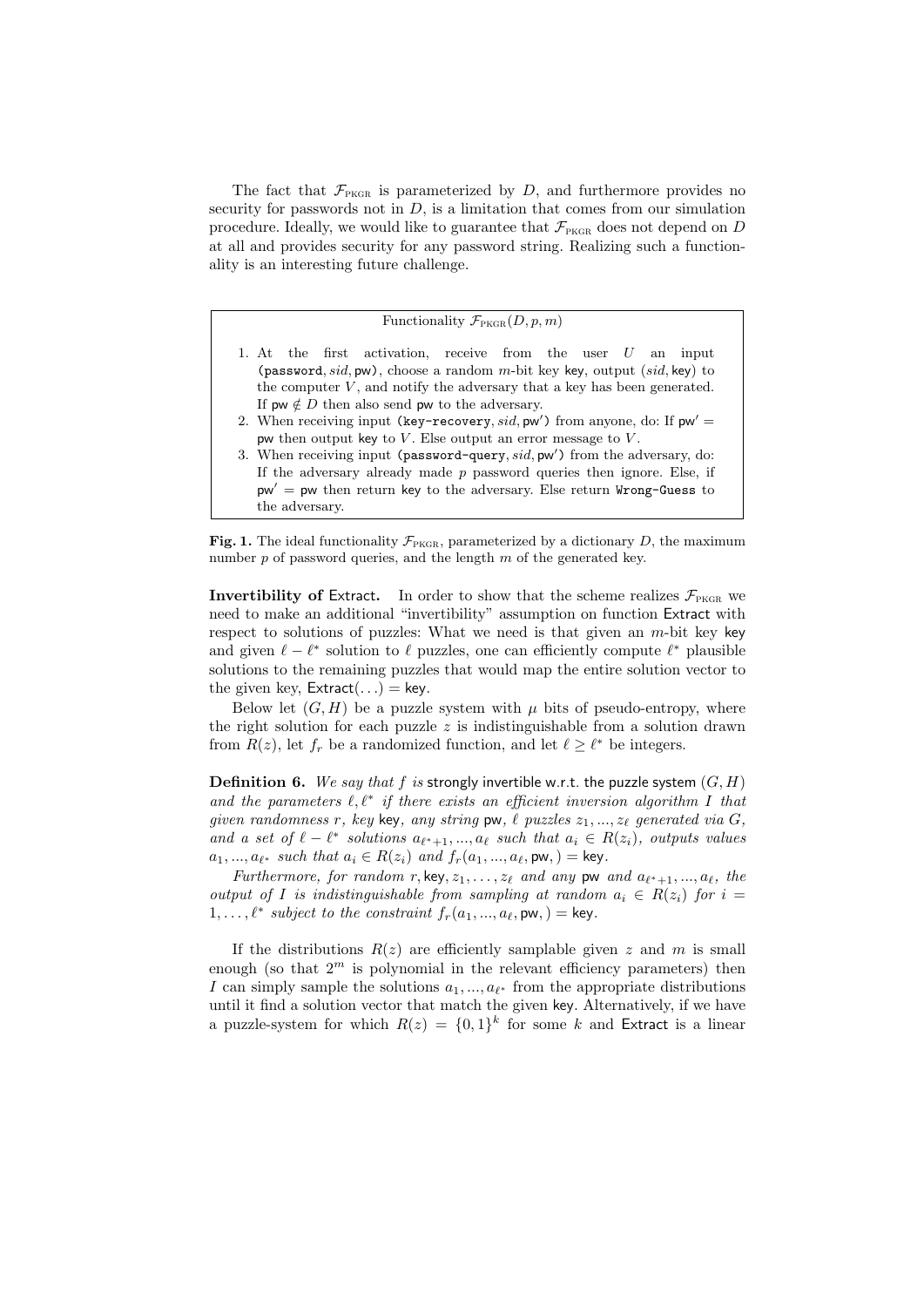The fact that $\mathcal{F}_{\text{PKGR}}$ is parameterized by $D$, and furthermore provides no security for passwords not in $D$, is a limitation that comes from our simulation procedure. Ideally, we would like to guarantee that $\mathcal{F}_{\text{PKGR}}$ does not depend on $D$ at all and provides security for any password string. Realizing such a functionality is an interesting future challenge.

---

Functionality $\mathcal{F}_{\text{PKGR}}(D, p, m)$

1. At the first activation, receive from the user $U$ an input (`password`, $sid$, $\mathsf{pw}$), choose a random $m$-bit key $\mathsf{key}$, output ($sid$, $\mathsf{key}$) to the computer $V$, and notify the adversary that a key has been generated. If $\mathsf{pw} \notin D$ then also send $\mathsf{pw}$ to the adversary.
2. When receiving input (`key-recovery`, $sid$, $\mathsf{pw}'$) from anyone, do: If $\mathsf{pw}' = \mathsf{pw}$ then output $\mathsf{key}$ to $V$. Else output an error message to $V$.
3. When receiving input (`password-query`, $sid$, $\mathsf{pw}'$) from the adversary, do: If the adversary already made $p$ password queries then ignore. Else, if $\mathsf{pw}' = \mathsf{pw}$ then return $\mathsf{key}$ to the adversary. Else return `Wrong-Guess` to the adversary.

---

**Fig. 1.** The ideal functionality $\mathcal{F}_{\text{PKGR}}$, parameterized by a dictionary $D$, the maximum number $p$ of password queries, and the length $m$ of the generated key.

**Invertibility of Extract.** In order to show that the scheme realizes $\mathcal{F}_{\text{PKGR}}$ we need to make an additional "invertibility" assumption on function Extract with respect to solutions of puzzles: What we need is that given an $m$-bit key $\mathsf{key}$ and given $\ell - \ell^*$ solution to $\ell$ puzzles, one can efficiently compute $\ell^*$ plausible solutions to the remaining puzzles that would map the entire solution vector to the given key, $\mathsf{Extract}(\ldots) = \mathsf{key}$.

Below let $(G, H)$ be a puzzle system with $\mu$ bits of pseudo-entropy, where the right solution for each puzzle $z$ is indistinguishable from a solution drawn from $R(z)$, let $f_r$ be a randomized function, and let $\ell \geq \ell^*$ be integers.

**Definition 6.** *We say that $f$ is* strongly invertible w.r.t. the puzzle system $(G, H)$ *and the parameters $\ell, \ell^*$ if there exists an efficient inversion algorithm $I$ that given randomness $r$, key $\mathsf{key}$, any string $\mathsf{pw}$, $\ell$ puzzles $z_1, ..., z_\ell$ generated via $G$, and a set of $\ell - \ell^*$ solutions $a_{\ell^*+1}, ..., a_\ell$ such that $a_i \in R(z_i)$, outputs values $a_1, ..., a_{\ell^*}$ such that $a_i \in R(z_i)$ and $f_r(a_1, ..., a_\ell, \mathsf{pw},) = \mathsf{key}$.*

*Furthermore, for random $r, \mathsf{key}, z_1, \ldots, z_\ell$ and any $\mathsf{pw}$ and $a_{\ell^*+1}, ..., a_\ell$, the output of $I$ is indistinguishable from sampling at random $a_i \in R(z_i)$ for $i = 1, \ldots, \ell^*$ subject to the constraint $f_r(a_1, ..., a_\ell, \mathsf{pw},) = \mathsf{key}$.*

If the distributions $R(z)$ are efficiently samplable given $z$ and $m$ is small enough (so that $2^m$ is polynomial in the relevant efficiency parameters) then $I$ can simply sample the solutions $a_1, ..., a_{\ell^*}$ from the appropriate distributions until it find a solution vector that match the given $\mathsf{key}$. Alternatively, if we have a puzzle-system for which $R(z) = \{0, 1\}^k$ for some $k$ and Extract is a linear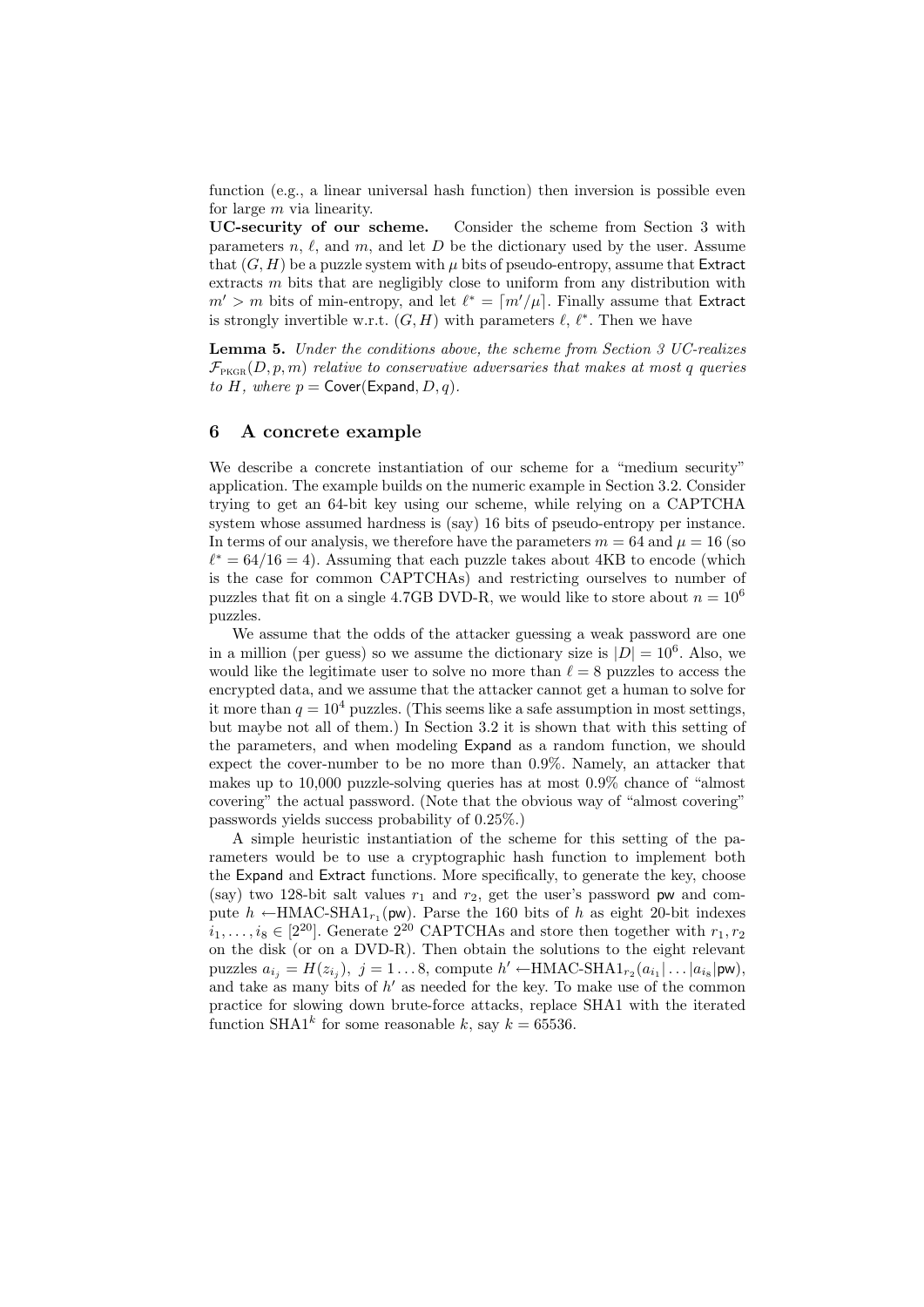function (e.g., a linear universal hash function) then inversion is possible even for large $m$ via linearity.

**UC-security of our scheme.** Consider the scheme from Section 3 with parameters $n$, $\ell$, and $m$, and let $D$ be the dictionary used by the user. Assume that $(G, H)$ be a puzzle system with $\mu$ bits of pseudo-entropy, assume that $\mathsf{Extract}$ extracts $m$ bits that are negligibly close to uniform from any distribution with $m' > m$ bits of min-entropy, and let $\ell^* = \lceil m'/\mu \rceil$. Finally assume that $\mathsf{Extract}$ is strongly invertible w.r.t. $(G, H)$ with parameters $\ell$, $\ell^*$. Then we have

**Lemma 5.** *Under the conditions above, the scheme from Section 3 UC-realizes $\mathcal{F}_{\text{PKGR}}(D, p, m)$ relative to conservative adversaries that makes at most $q$ queries to $H$, where $p = \mathsf{Cover}(\mathsf{Expand}, D, q)$.*

## 6 A concrete example

We describe a concrete instantiation of our scheme for a "medium security" application. The example builds on the numeric example in Section 3.2. Consider trying to get an 64-bit key using our scheme, while relying on a CAPTCHA system whose assumed hardness is (say) 16 bits of pseudo-entropy per instance. In terms of our analysis, we therefore have the parameters $m = 64$ and $\mu = 16$ (so $\ell^* = 64/16 = 4$). Assuming that each puzzle takes about 4KB to encode (which is the case for common CAPTCHAs) and restricting ourselves to number of puzzles that fit on a single 4.7GB DVD-R, we would like to store about $n = 10^6$ puzzles.

We assume that the odds of the attacker guessing a weak password are one in a million (per guess) so we assume the dictionary size is $|D| = 10^6$. Also, we would like the legitimate user to solve no more than $\ell = 8$ puzzles to access the encrypted data, and we assume that the attacker cannot get a human to solve for it more than $q = 10^4$ puzzles. (This seems like a safe assumption in most settings, but maybe not all of them.) In Section 3.2 it is shown that with this setting of the parameters, and when modeling $\mathsf{Expand}$ as a random function, we should expect the cover-number to be no more than 0.9%. Namely, an attacker that makes up to 10,000 puzzle-solving queries has at most 0.9% chance of "almost covering" the actual password. (Note that the obvious way of "almost covering" passwords yields success probability of 0.25%.)

A simple heuristic instantiation of the scheme for this setting of the parameters would be to use a cryptographic hash function to implement both the $\mathsf{Expand}$ and $\mathsf{Extract}$ functions. More specifically, to generate the key, choose (say) two 128-bit salt values $r_1$ and $r_2$, get the user's password $\mathsf{pw}$ and compute $h \leftarrow \text{HMAC-SHA1}_{r_1}(\mathsf{pw})$. Parse the 160 bits of $h$ as eight 20-bit indexes $i_1, \ldots, i_8 \in [2^{20}]$. Generate $2^{20}$ CAPTCHAs and store then together with $r_1, r_2$ on the disk (or on a DVD-R). Then obtain the solutions to the eight relevant puzzles $a_{i_j} = H(z_{i_j}),\ j = 1 \ldots 8$, compute $h' \leftarrow \text{HMAC-SHA1}_{r_2}(a_{i_1}| \ldots |a_{i_8}|\mathsf{pw})$, and take as many bits of $h'$ as needed for the key. To make use of the common practice for slowing down brute-force attacks, replace SHA1 with the iterated function $\text{SHA1}^k$ for some reasonable $k$, say $k = 65536$.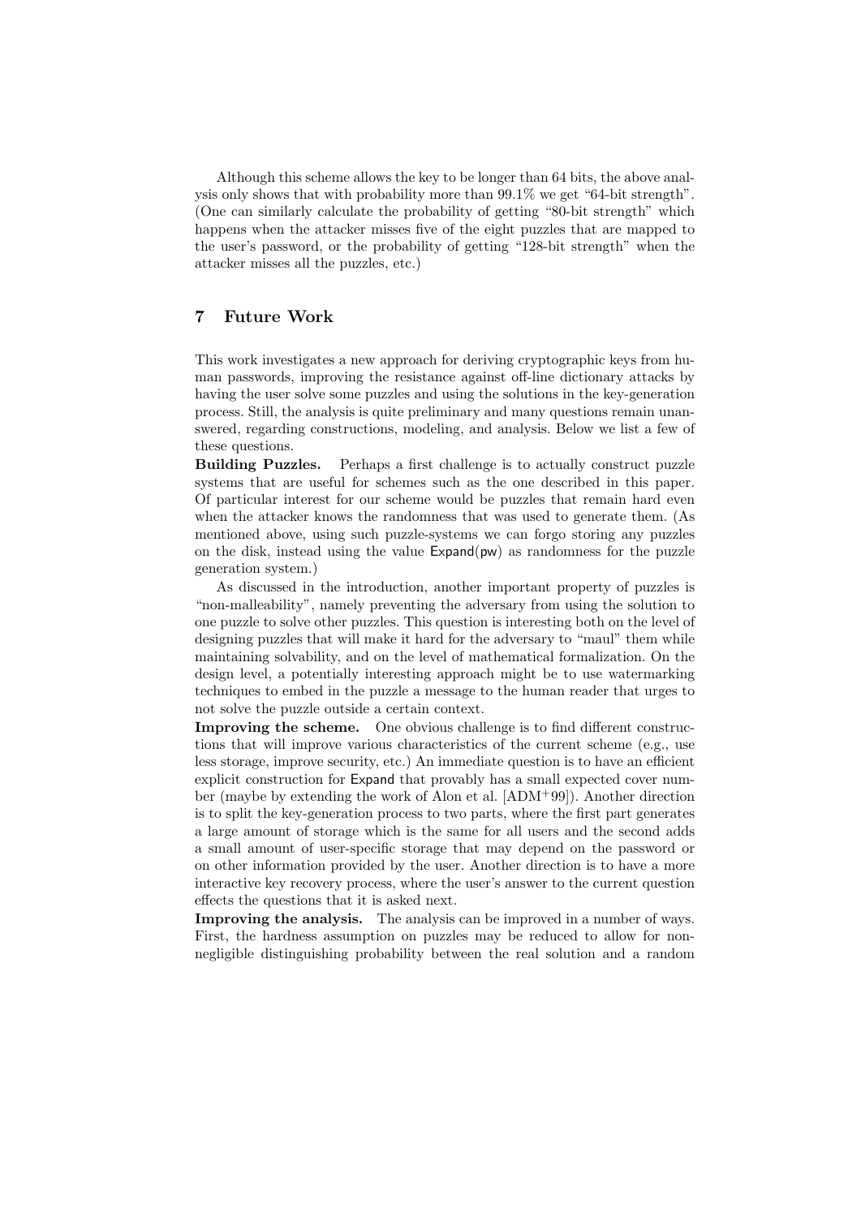Although this scheme allows the key to be longer than 64 bits, the above analysis only shows that with probability more than 99.1% we get "64-bit strength". (One can similarly calculate the probability of getting "80-bit strength" which happens when the attacker misses five of the eight puzzles that are mapped to the user's password, or the probability of getting "128-bit strength" when the attacker misses all the puzzles, etc.)

## 7 Future Work

This work investigates a new approach for deriving cryptographic keys from human passwords, improving the resistance against off-line dictionary attacks by having the user solve some puzzles and using the solutions in the key-generation process. Still, the analysis is quite preliminary and many questions remain unanswered, regarding constructions, modeling, and analysis. Below we list a few of these questions.

**Building Puzzles.** Perhaps a first challenge is to actually construct puzzle systems that are useful for schemes such as the one described in this paper. Of particular interest for our scheme would be puzzles that remain hard even when the attacker knows the randomness that was used to generate them. (As mentioned above, using such puzzle-systems we can forgo storing any puzzles on the disk, instead using the value $\mathsf{Expand}(\mathsf{pw})$ as randomness for the puzzle generation system.)

As discussed in the introduction, another important property of puzzles is "non-malleability", namely preventing the adversary from using the solution to one puzzle to solve other puzzles. This question is interesting both on the level of designing puzzles that will make it hard for the adversary to "maul" them while maintaining solvability, and on the level of mathematical formalization. On the design level, a potentially interesting approach might be to use watermarking techniques to embed in the puzzle a message to the human reader that urges to not solve the puzzle outside a certain context.

**Improving the scheme.** One obvious challenge is to find different constructions that will improve various characteristics of the current scheme (e.g., use less storage, improve security, etc.) An immediate question is to have an efficient explicit construction for $\mathsf{Expand}$ that provably has a small expected cover number (maybe by extending the work of Alon et al. [ADM+99]). Another direction is to split the key-generation process to two parts, where the first part generates a large amount of storage which is the same for all users and the second adds a small amount of user-specific storage that may depend on the password or on other information provided by the user. Another direction is to have a more interactive key recovery process, where the user's answer to the current question effects the questions that it is asked next.

**Improving the analysis.** The analysis can be improved in a number of ways. First, the hardness assumption on puzzles may be reduced to allow for non-negligible distinguishing probability between the real solution and a random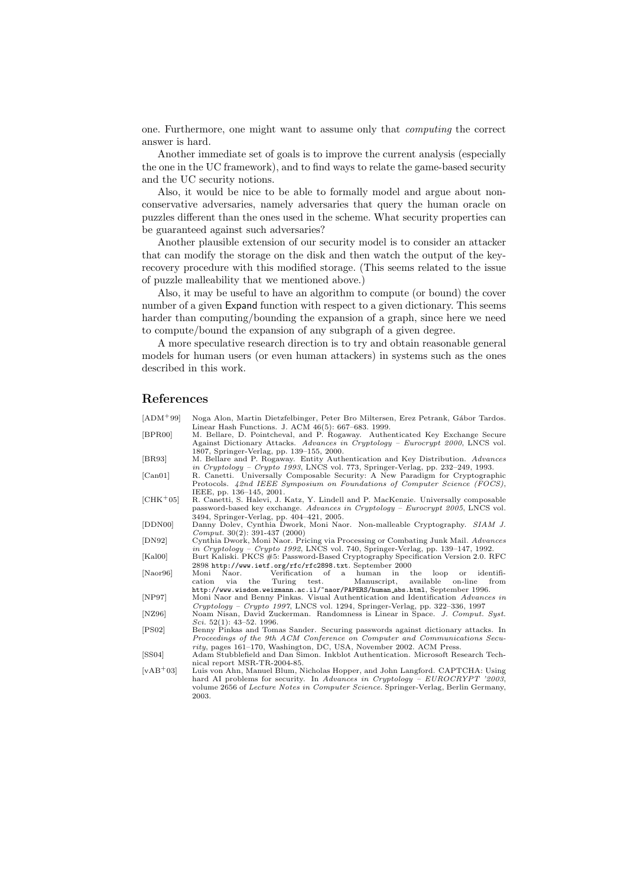one. Furthermore, one might want to assume only that *computing* the correct answer is hard.

Another immediate set of goals is to improve the current analysis (especially the one in the UC framework), and to find ways to relate the game-based security and the UC security notions.

Also, it would be nice to be able to formally model and argue about non-conservative adversaries, namely adversaries that query the human oracle on puzzles different than the ones used in the scheme. What security properties can be guaranteed against such adversaries?

Another plausible extension of our security model is to consider an attacker that can modify the storage on the disk and then watch the output of the key-recovery procedure with this modified storage. (This seems related to the issue of puzzle malleability that we mentioned above.)

Also, it may be useful to have an algorithm to compute (or bound) the cover number of a given Expand function with respect to a given dictionary. This seems harder than computing/bounding the expansion of a graph, since here we need to compute/bound the expansion of any subgraph of a given degree.

A more speculative research direction is to try and obtain reasonable general models for human users (or even human attackers) in systems such as the ones described in this work.

## References

- [ADM+99] Noga Alon, Martin Dietzfelbinger, Peter Bro Miltersen, Erez Petrank, Gábor Tardos. Linear Hash Functions. J. ACM 46(5): 667–683. 1999.
- [BPR00] M. Bellare, D. Pointcheval, and P. Rogaway. Authenticated Key Exchange Secure Against Dictionary Attacks. *Advances in Cryptology – Eurocrypt 2000*, LNCS vol. 1807, Springer-Verlag, pp. 139–155, 2000.
- [BR93] M. Bellare and P. Rogaway. Entity Authentication and Key Distribution. *Advances in Cryptology – Crypto 1993*, LNCS vol. 773, Springer-Verlag, pp. 232–249, 1993.
- [Can01] R. Canetti. Universally Composable Security: A New Paradigm for Cryptographic Protocols. *42nd IEEE Symposium on Foundations of Computer Science (FOCS)*, IEEE, pp. 136–145, 2001.
- [CHK+05] R. Canetti, S. Halevi, J. Katz, Y. Lindell and P. MacKenzie. Universally composable password-based key exchange. *Advances in Cryptology – Eurocrypt 2005*, LNCS vol. 3494, Springer-Verlag, pp. 404–421, 2005.
- [DDN00] Danny Dolev, Cynthia Dwork, Moni Naor. Non-malleable Cryptography. *SIAM J. Comput.* 30(2): 391-437 (2000)
- [DN92] Cynthia Dwork, Moni Naor. Pricing via Processing or Combating Junk Mail. *Advances in Cryptology – Crypto 1992*, LNCS vol. 740, Springer-Verlag, pp. 139–147, 1992.
- [Kal00] Burt Kaliski. PKCS #5: Password-Based Cryptography Specification Version 2.0. RFC 2898 http://www.ietf.org/rfc/rfc2898.txt. September 2000
- [Naor96] Moni Naor. Verification of a human in the loop or identification via the Turing test. Manuscript, available on-line from http://www.wisdom.weizmann.ac.il/~naor/PAPERS/human_abs.html, September 1996.
- [NP97] Moni Naor and Benny Pinkas. Visual Authentication and Identification *Advances in Cryptology – Crypto 1997*, LNCS vol. 1294, Springer-Verlag, pp. 322–336, 1997
- [NZ96] Noam Nisan, David Zuckerman. Randomness is Linear in Space. *J. Comput. Syst. Sci.* 52(1): 43–52. 1996.
- [PS02] Benny Pinkas and Tomas Sander. Securing passwords against dictionary attacks. In *Proceedings of the 9th ACM Conference on Computer and Communications Security*, pages 161–170, Washington, DC, USA, November 2002. ACM Press.
- [SS04] Adam Stubblefield and Dan Simon. Inkblot Authentication. Microsoft Research Technical report MSR-TR-2004-85.
- [vAB+03] Luis von Ahn, Manuel Blum, Nicholas Hopper, and John Langford. CAPTCHA: Using hard AI problems for security. In *Advances in Cryptology – EUROCRYPT '2003*, volume 2656 of *Lecture Notes in Computer Science*. Springer-Verlag, Berlin Germany, 2003.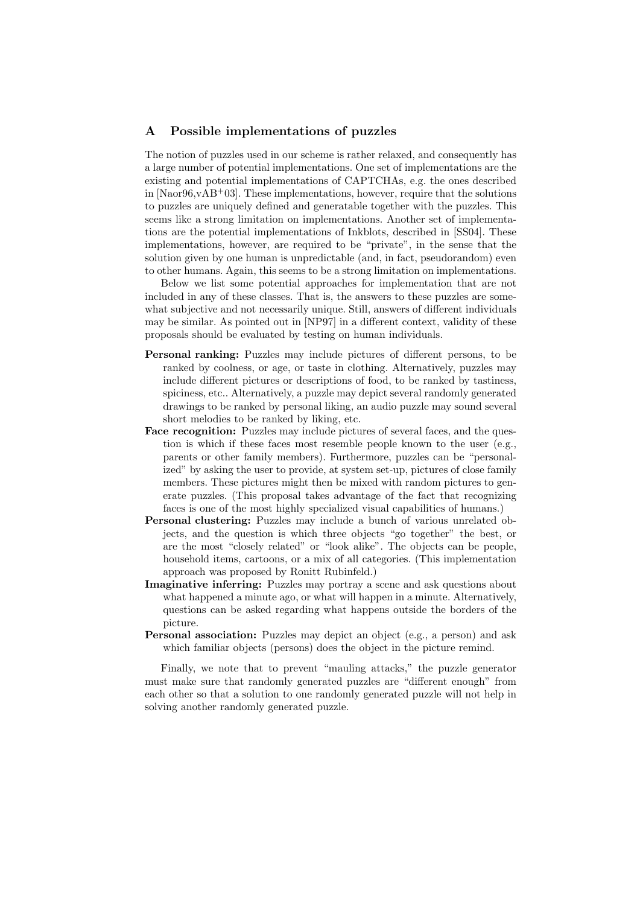## A Possible implementations of puzzles

The notion of puzzles used in our scheme is rather relaxed, and consequently has a large number of potential implementations. One set of implementations are the existing and potential implementations of CAPTCHAs, e.g. the ones described in [Naor96,vAB$^+$03]. These implementations, however, require that the solutions to puzzles are uniquely defined and generatable together with the puzzles. This seems like a strong limitation on implementations. Another set of implementations are the potential implementations of Inkblots, described in [SS04]. These implementations, however, are required to be "private", in the sense that the solution given by one human is unpredictable (and, in fact, pseudorandom) even to other humans. Again, this seems to be a strong limitation on implementations.

Below we list some potential approaches for implementation that are not included in any of these classes. That is, the answers to these puzzles are somewhat subjective and not necessarily unique. Still, answers of different individuals may be similar. As pointed out in [NP97] in a different context, validity of these proposals should be evaluated by testing on human individuals.

**Personal ranking:** Puzzles may include pictures of different persons, to be ranked by coolness, or age, or taste in clothing. Alternatively, puzzles may include different pictures or descriptions of food, to be ranked by tastiness, spiciness, etc.. Alternatively, a puzzle may depict several randomly generated drawings to be ranked by personal liking, an audio puzzle may sound several short melodies to be ranked by liking, etc.

**Face recognition:** Puzzles may include pictures of several faces, and the question is which if these faces most resemble people known to the user (e.g., parents or other family members). Furthermore, puzzles can be "personalized" by asking the user to provide, at system set-up, pictures of close family members. These pictures might then be mixed with random pictures to generate puzzles. (This proposal takes advantage of the fact that recognizing faces is one of the most highly specialized visual capabilities of humans.)

**Personal clustering:** Puzzles may include a bunch of various unrelated objects, and the question is which three objects "go together" the best, or are the most "closely related" or "look alike". The objects can be people, household items, cartoons, or a mix of all categories. (This implementation approach was proposed by Ronitt Rubinfeld.)

**Imaginative inferring:** Puzzles may portray a scene and ask questions about what happened a minute ago, or what will happen in a minute. Alternatively, questions can be asked regarding what happens outside the borders of the picture.

**Personal association:** Puzzles may depict an object (e.g., a person) and ask which familiar objects (persons) does the object in the picture remind.

Finally, we note that to prevent "mauling attacks," the puzzle generator must make sure that randomly generated puzzles are "different enough" from each other so that a solution to one randomly generated puzzle will not help in solving another randomly generated puzzle.